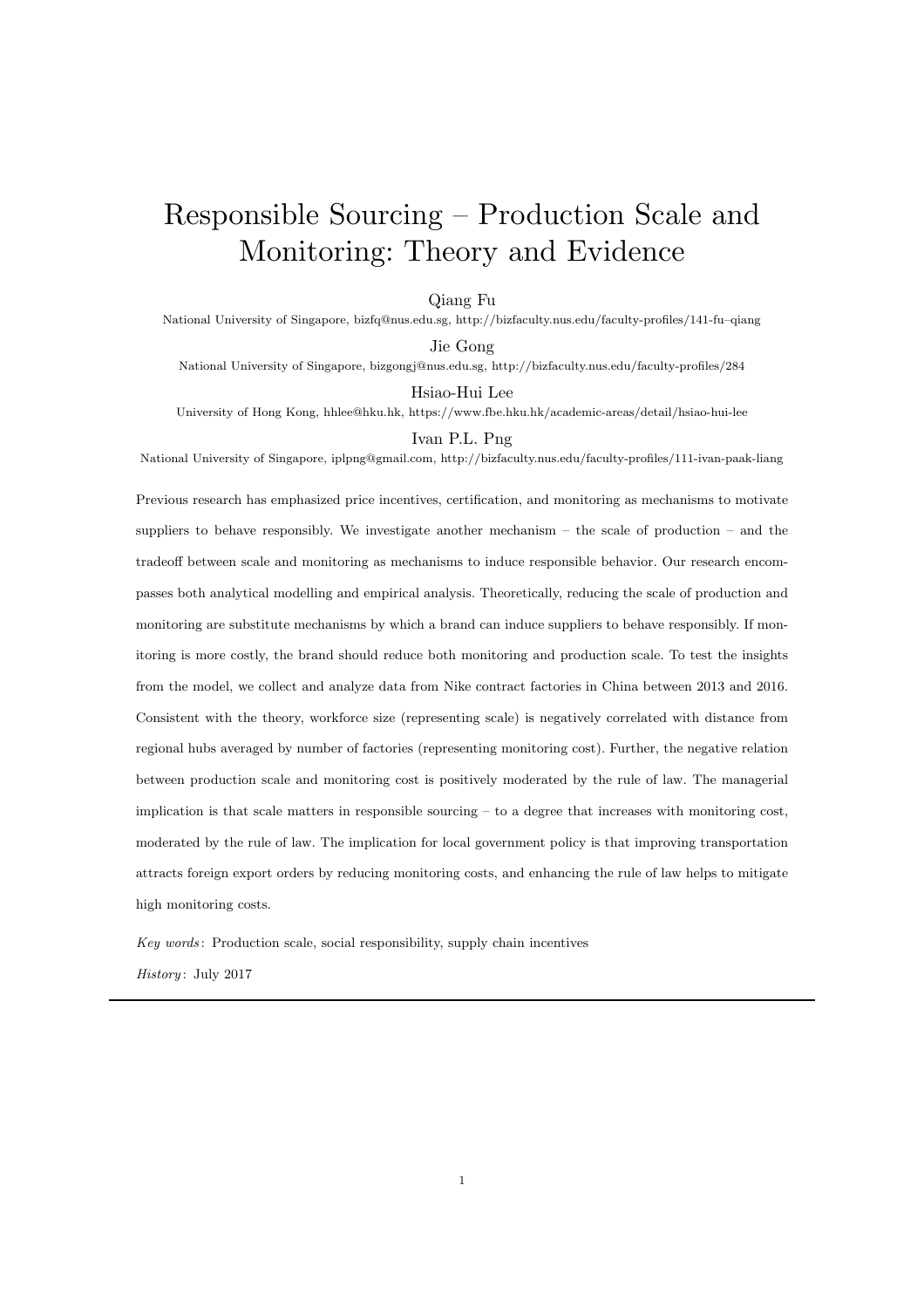# Responsible Sourcing – Production Scale and Monitoring: Theory and Evidence

Qiang Fu

National University of Singapore, bizfq@nus.edu.sg, http://bizfaculty.nus.edu/faculty-profiles/141-fu–qiang

Jie Gong

National University of Singapore, bizgongj@nus.edu.sg, http://bizfaculty.nus.edu/faculty-profiles/284

Hsiao-Hui Lee

University of Hong Kong, hhlee@hku.hk, https://www.fbe.hku.hk/academic-areas/detail/hsiao-hui-lee

Ivan P.L. Png

National University of Singapore, iplpng@gmail.com, http://bizfaculty.nus.edu/faculty-profiles/111-ivan-paak-liang

Previous research has emphasized price incentives, certification, and monitoring as mechanisms to motivate suppliers to behave responsibly. We investigate another mechanism – the scale of production – and the tradeoff between scale and monitoring as mechanisms to induce responsible behavior. Our research encompasses both analytical modelling and empirical analysis. Theoretically, reducing the scale of production and monitoring are substitute mechanisms by which a brand can induce suppliers to behave responsibly. If monitoring is more costly, the brand should reduce both monitoring and production scale. To test the insights from the model, we collect and analyze data from Nike contract factories in China between 2013 and 2016. Consistent with the theory, workforce size (representing scale) is negatively correlated with distance from regional hubs averaged by number of factories (representing monitoring cost). Further, the negative relation between production scale and monitoring cost is positively moderated by the rule of law. The managerial implication is that scale matters in responsible sourcing – to a degree that increases with monitoring cost, moderated by the rule of law. The implication for local government policy is that improving transportation attracts foreign export orders by reducing monitoring costs, and enhancing the rule of law helps to mitigate high monitoring costs.

*Key words*: Production scale, social responsibility, supply chain incentives

*History*: July 2017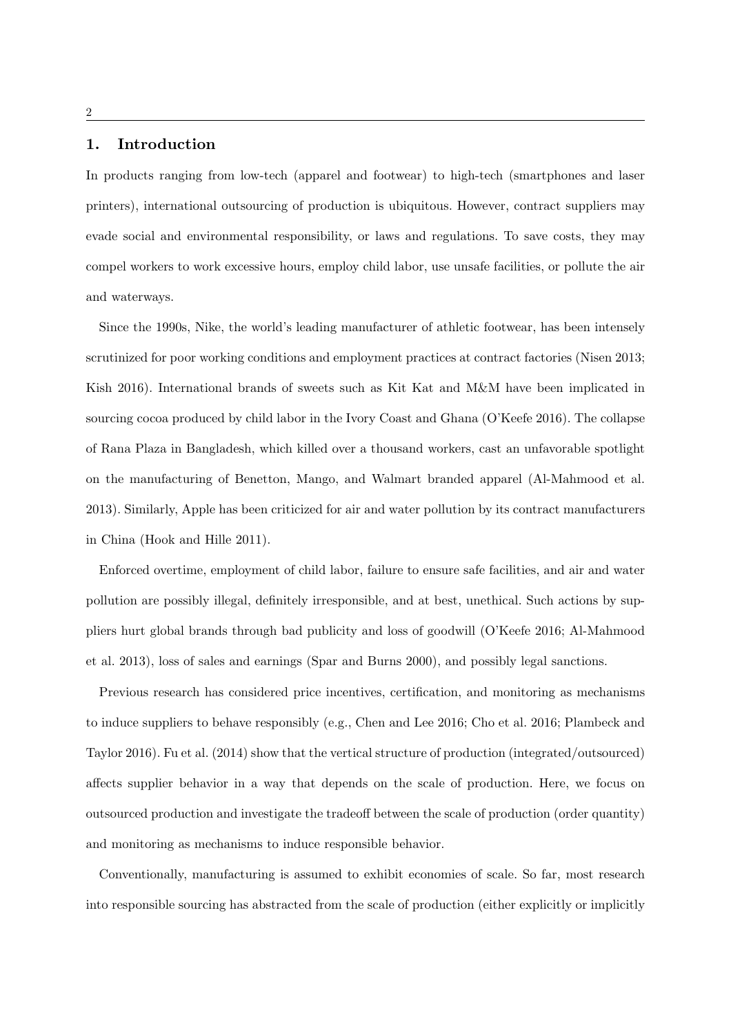## 1. Introduction

In products ranging from low-tech (apparel and footwear) to high-tech (smartphones and laser printers), international outsourcing of production is ubiquitous. However, contract suppliers may evade social and environmental responsibility, or laws and regulations. To save costs, they may compel workers to work excessive hours, employ child labor, use unsafe facilities, or pollute the air and waterways.

Since the 1990s, Nike, the world's leading manufacturer of athletic footwear, has been intensely scrutinized for poor working conditions and employment practices at contract factories (Nisen 2013; Kish 2016). International brands of sweets such as Kit Kat and M&M have been implicated in sourcing cocoa produced by child labor in the Ivory Coast and Ghana (O'Keefe 2016). The collapse of Rana Plaza in Bangladesh, which killed over a thousand workers, cast an unfavorable spotlight on the manufacturing of Benetton, Mango, and Walmart branded apparel (Al-Mahmood et al. 2013). Similarly, Apple has been criticized for air and water pollution by its contract manufacturers in China (Hook and Hille 2011).

Enforced overtime, employment of child labor, failure to ensure safe facilities, and air and water pollution are possibly illegal, definitely irresponsible, and at best, unethical. Such actions by suppliers hurt global brands through bad publicity and loss of goodwill (O'Keefe 2016; Al-Mahmood et al. 2013), loss of sales and earnings (Spar and Burns 2000), and possibly legal sanctions.

Previous research has considered price incentives, certification, and monitoring as mechanisms to induce suppliers to behave responsibly (e.g., Chen and Lee 2016; Cho et al. 2016; Plambeck and Taylor 2016). Fu et al. (2014) show that the vertical structure of production (integrated/outsourced) affects supplier behavior in a way that depends on the scale of production. Here, we focus on outsourced production and investigate the tradeoff between the scale of production (order quantity) and monitoring as mechanisms to induce responsible behavior.

Conventionally, manufacturing is assumed to exhibit economies of scale. So far, most research into responsible sourcing has abstracted from the scale of production (either explicitly or implicitly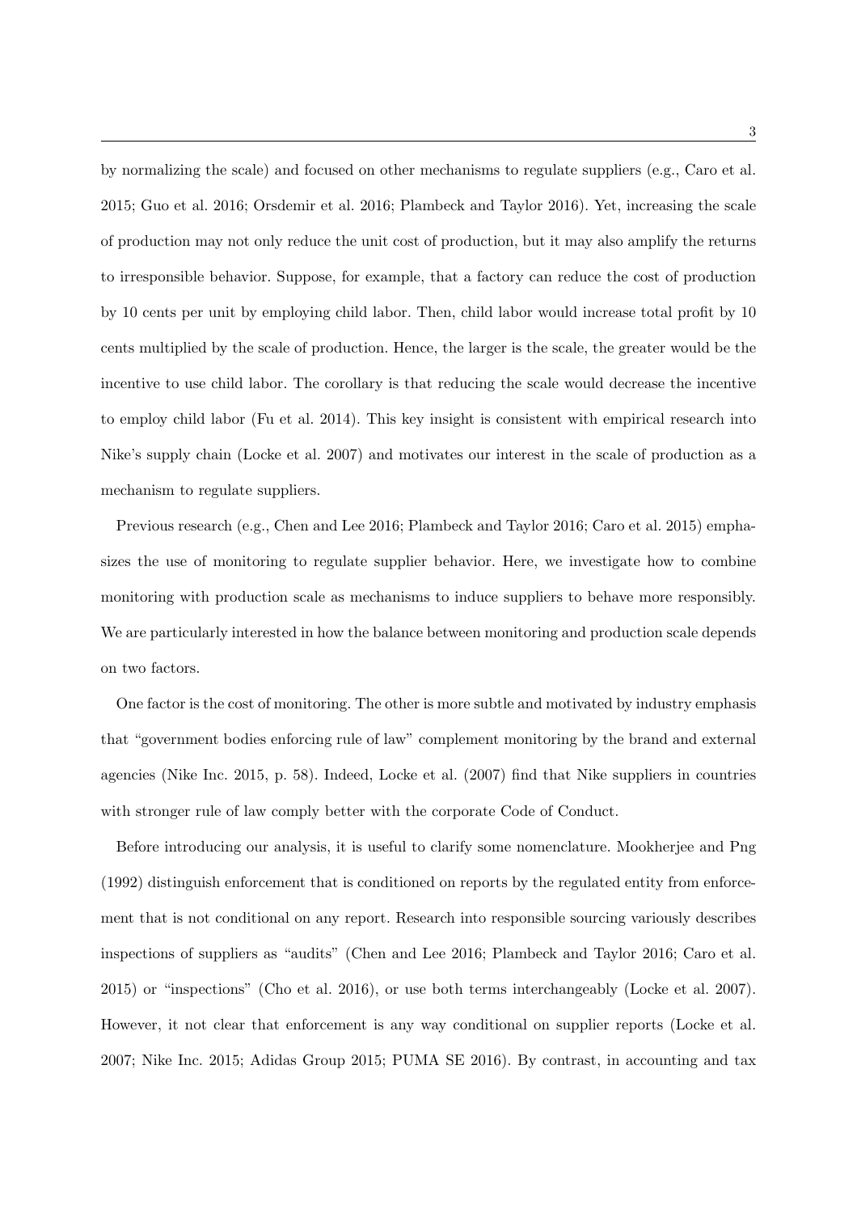by normalizing the scale) and focused on other mechanisms to regulate suppliers (e.g., Caro et al. 2015; Guo et al. 2016; Orsdemir et al. 2016; Plambeck and Taylor 2016). Yet, increasing the scale of production may not only reduce the unit cost of production, but it may also amplify the returns to irresponsible behavior. Suppose, for example, that a factory can reduce the cost of production by 10 cents per unit by employing child labor. Then, child labor would increase total profit by 10 cents multiplied by the scale of production. Hence, the larger is the scale, the greater would be the incentive to use child labor. The corollary is that reducing the scale would decrease the incentive to employ child labor (Fu et al. 2014). This key insight is consistent with empirical research into Nike's supply chain (Locke et al. 2007) and motivates our interest in the scale of production as a mechanism to regulate suppliers.

Previous research (e.g., Chen and Lee 2016; Plambeck and Taylor 2016; Caro et al. 2015) emphasizes the use of monitoring to regulate supplier behavior. Here, we investigate how to combine monitoring with production scale as mechanisms to induce suppliers to behave more responsibly. We are particularly interested in how the balance between monitoring and production scale depends on two factors.

One factor is the cost of monitoring. The other is more subtle and motivated by industry emphasis that "government bodies enforcing rule of law" complement monitoring by the brand and external agencies (Nike Inc. 2015, p. 58). Indeed, Locke et al. (2007) find that Nike suppliers in countries with stronger rule of law comply better with the corporate Code of Conduct.

Before introducing our analysis, it is useful to clarify some nomenclature. Mookherjee and Png (1992) distinguish enforcement that is conditioned on reports by the regulated entity from enforcement that is not conditional on any report. Research into responsible sourcing variously describes inspections of suppliers as "audits" (Chen and Lee 2016; Plambeck and Taylor 2016; Caro et al. 2015) or "inspections" (Cho et al. 2016), or use both terms interchangeably (Locke et al. 2007). However, it not clear that enforcement is any way conditional on supplier reports (Locke et al. 2007; Nike Inc. 2015; Adidas Group 2015; PUMA SE 2016). By contrast, in accounting and tax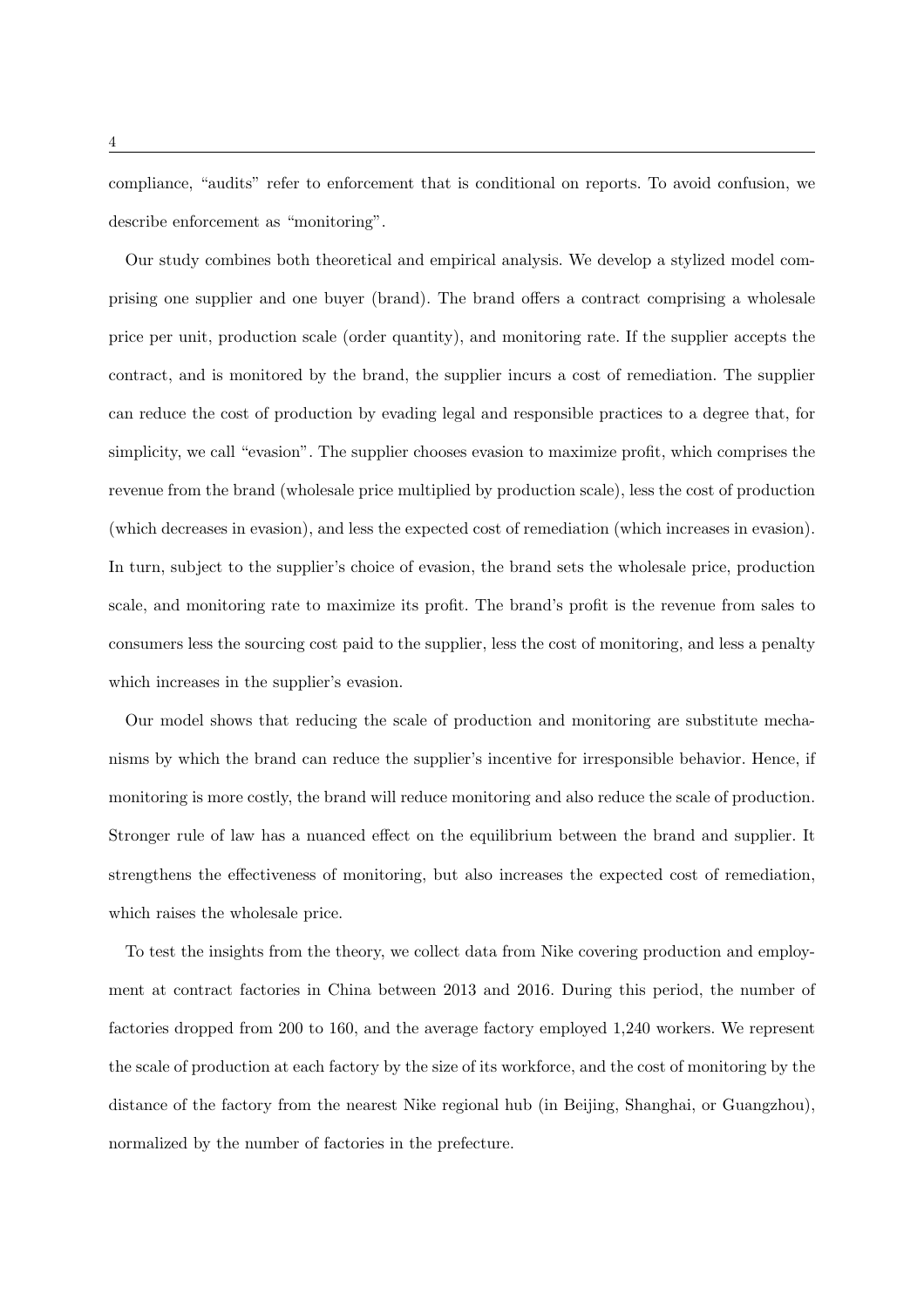compliance, "audits" refer to enforcement that is conditional on reports. To avoid confusion, we describe enforcement as "monitoring".

Our study combines both theoretical and empirical analysis. We develop a stylized model comprising one supplier and one buyer (brand). The brand offers a contract comprising a wholesale price per unit, production scale (order quantity), and monitoring rate. If the supplier accepts the contract, and is monitored by the brand, the supplier incurs a cost of remediation. The supplier can reduce the cost of production by evading legal and responsible practices to a degree that, for simplicity, we call "evasion". The supplier chooses evasion to maximize profit, which comprises the revenue from the brand (wholesale price multiplied by production scale), less the cost of production (which decreases in evasion), and less the expected cost of remediation (which increases in evasion). In turn, subject to the supplier's choice of evasion, the brand sets the wholesale price, production scale, and monitoring rate to maximize its profit. The brand's profit is the revenue from sales to consumers less the sourcing cost paid to the supplier, less the cost of monitoring, and less a penalty which increases in the supplier's evasion.

Our model shows that reducing the scale of production and monitoring are substitute mechanisms by which the brand can reduce the supplier's incentive for irresponsible behavior. Hence, if monitoring is more costly, the brand will reduce monitoring and also reduce the scale of production. Stronger rule of law has a nuanced effect on the equilibrium between the brand and supplier. It strengthens the effectiveness of monitoring, but also increases the expected cost of remediation, which raises the wholesale price.

To test the insights from the theory, we collect data from Nike covering production and employment at contract factories in China between 2013 and 2016. During this period, the number of factories dropped from 200 to 160, and the average factory employed 1,240 workers. We represent the scale of production at each factory by the size of its workforce, and the cost of monitoring by the distance of the factory from the nearest Nike regional hub (in Beijing, Shanghai, or Guangzhou), normalized by the number of factories in the prefecture.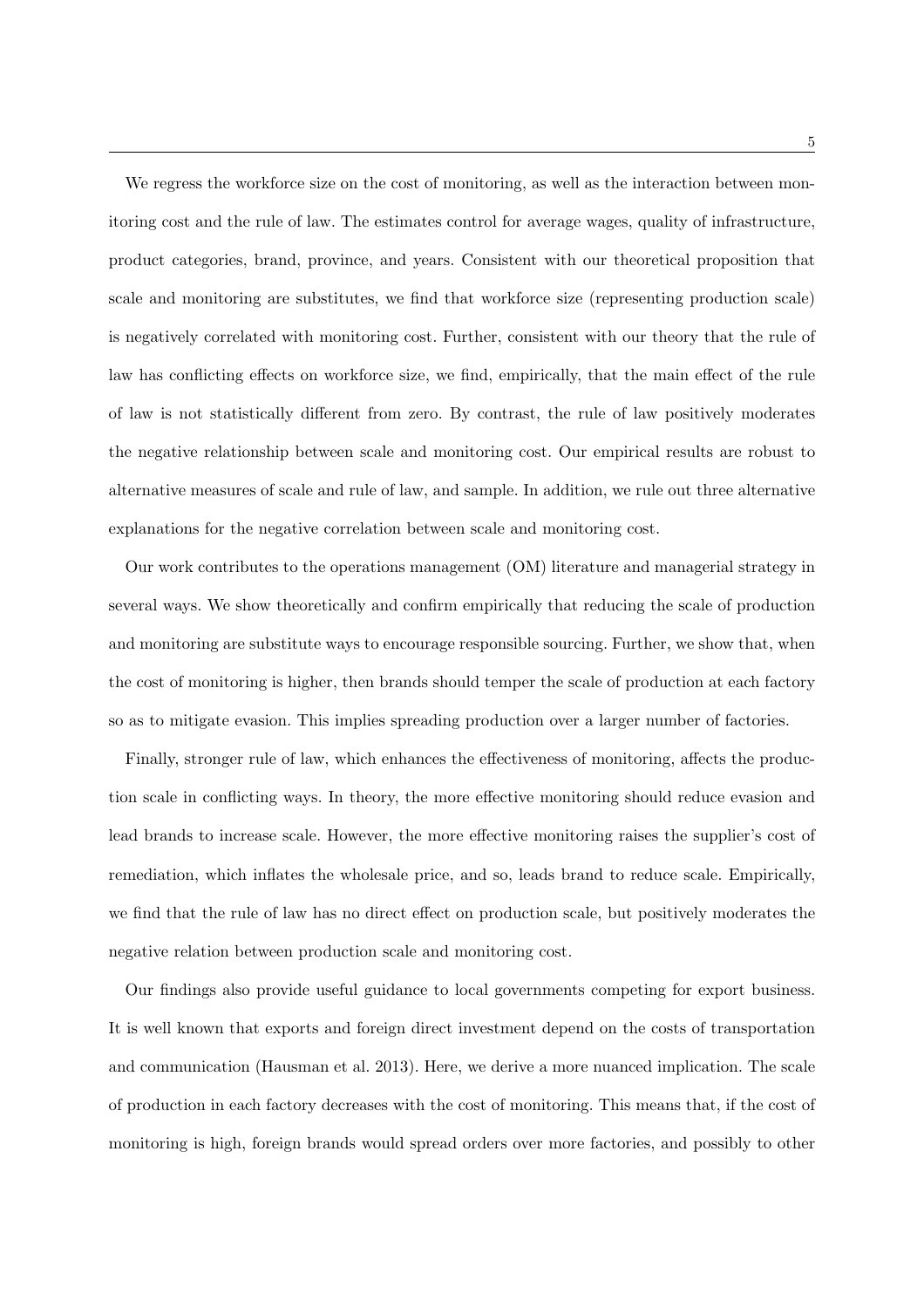We regress the workforce size on the cost of monitoring, as well as the interaction between monitoring cost and the rule of law. The estimates control for average wages, quality of infrastructure, product categories, brand, province, and years. Consistent with our theoretical proposition that scale and monitoring are substitutes, we find that workforce size (representing production scale) is negatively correlated with monitoring cost. Further, consistent with our theory that the rule of law has conflicting effects on workforce size, we find, empirically, that the main effect of the rule of law is not statistically different from zero. By contrast, the rule of law positively moderates the negative relationship between scale and monitoring cost. Our empirical results are robust to alternative measures of scale and rule of law, and sample. In addition, we rule out three alternative explanations for the negative correlation between scale and monitoring cost.

Our work contributes to the operations management (OM) literature and managerial strategy in several ways. We show theoretically and confirm empirically that reducing the scale of production and monitoring are substitute ways to encourage responsible sourcing. Further, we show that, when the cost of monitoring is higher, then brands should temper the scale of production at each factory so as to mitigate evasion. This implies spreading production over a larger number of factories.

Finally, stronger rule of law, which enhances the effectiveness of monitoring, affects the production scale in conflicting ways. In theory, the more effective monitoring should reduce evasion and lead brands to increase scale. However, the more effective monitoring raises the supplier's cost of remediation, which inflates the wholesale price, and so, leads brand to reduce scale. Empirically, we find that the rule of law has no direct effect on production scale, but positively moderates the negative relation between production scale and monitoring cost.

Our findings also provide useful guidance to local governments competing for export business. It is well known that exports and foreign direct investment depend on the costs of transportation and communication (Hausman et al. 2013). Here, we derive a more nuanced implication. The scale of production in each factory decreases with the cost of monitoring. This means that, if the cost of monitoring is high, foreign brands would spread orders over more factories, and possibly to other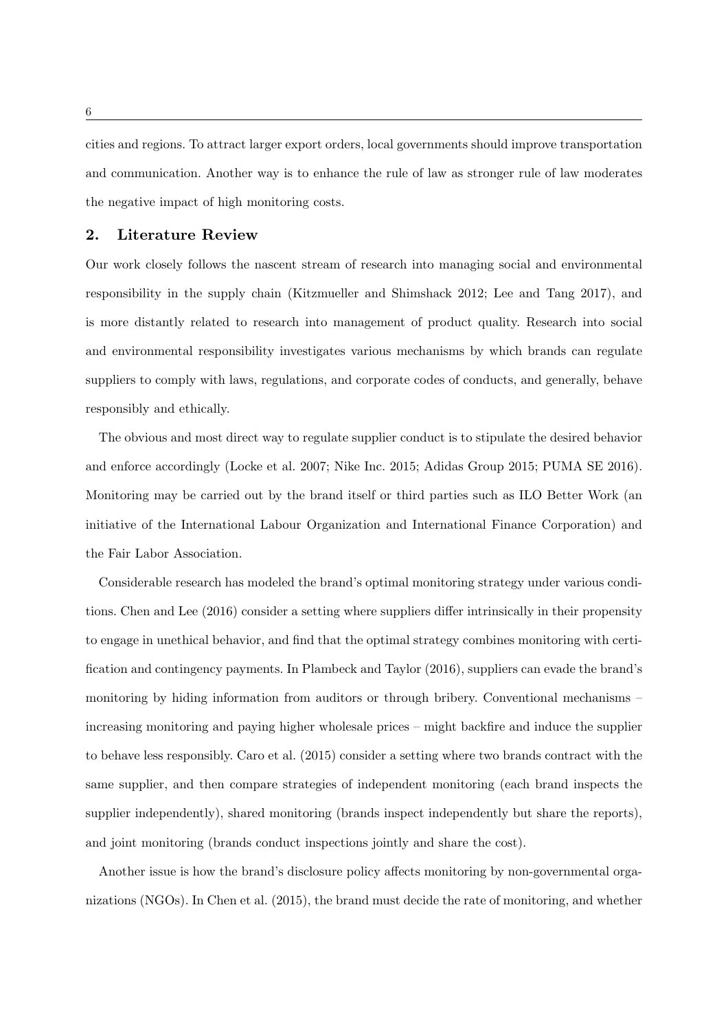cities and regions. To attract larger export orders, local governments should improve transportation and communication. Another way is to enhance the rule of law as stronger rule of law moderates the negative impact of high monitoring costs.

## 2. Literature Review

Our work closely follows the nascent stream of research into managing social and environmental responsibility in the supply chain (Kitzmueller and Shimshack 2012; Lee and Tang 2017), and is more distantly related to research into management of product quality. Research into social and environmental responsibility investigates various mechanisms by which brands can regulate suppliers to comply with laws, regulations, and corporate codes of conducts, and generally, behave responsibly and ethically.

The obvious and most direct way to regulate supplier conduct is to stipulate the desired behavior and enforce accordingly (Locke et al. 2007; Nike Inc. 2015; Adidas Group 2015; PUMA SE 2016). Monitoring may be carried out by the brand itself or third parties such as ILO Better Work (an initiative of the International Labour Organization and International Finance Corporation) and the Fair Labor Association.

Considerable research has modeled the brand's optimal monitoring strategy under various conditions. Chen and Lee (2016) consider a setting where suppliers differ intrinsically in their propensity to engage in unethical behavior, and find that the optimal strategy combines monitoring with certification and contingency payments. In Plambeck and Taylor (2016), suppliers can evade the brand's monitoring by hiding information from auditors or through bribery. Conventional mechanisms – increasing monitoring and paying higher wholesale prices – might backfire and induce the supplier to behave less responsibly. Caro et al. (2015) consider a setting where two brands contract with the same supplier, and then compare strategies of independent monitoring (each brand inspects the supplier independently), shared monitoring (brands inspect independently but share the reports), and joint monitoring (brands conduct inspections jointly and share the cost).

Another issue is how the brand's disclosure policy affects monitoring by non-governmental organizations (NGOs). In Chen et al. (2015), the brand must decide the rate of monitoring, and whether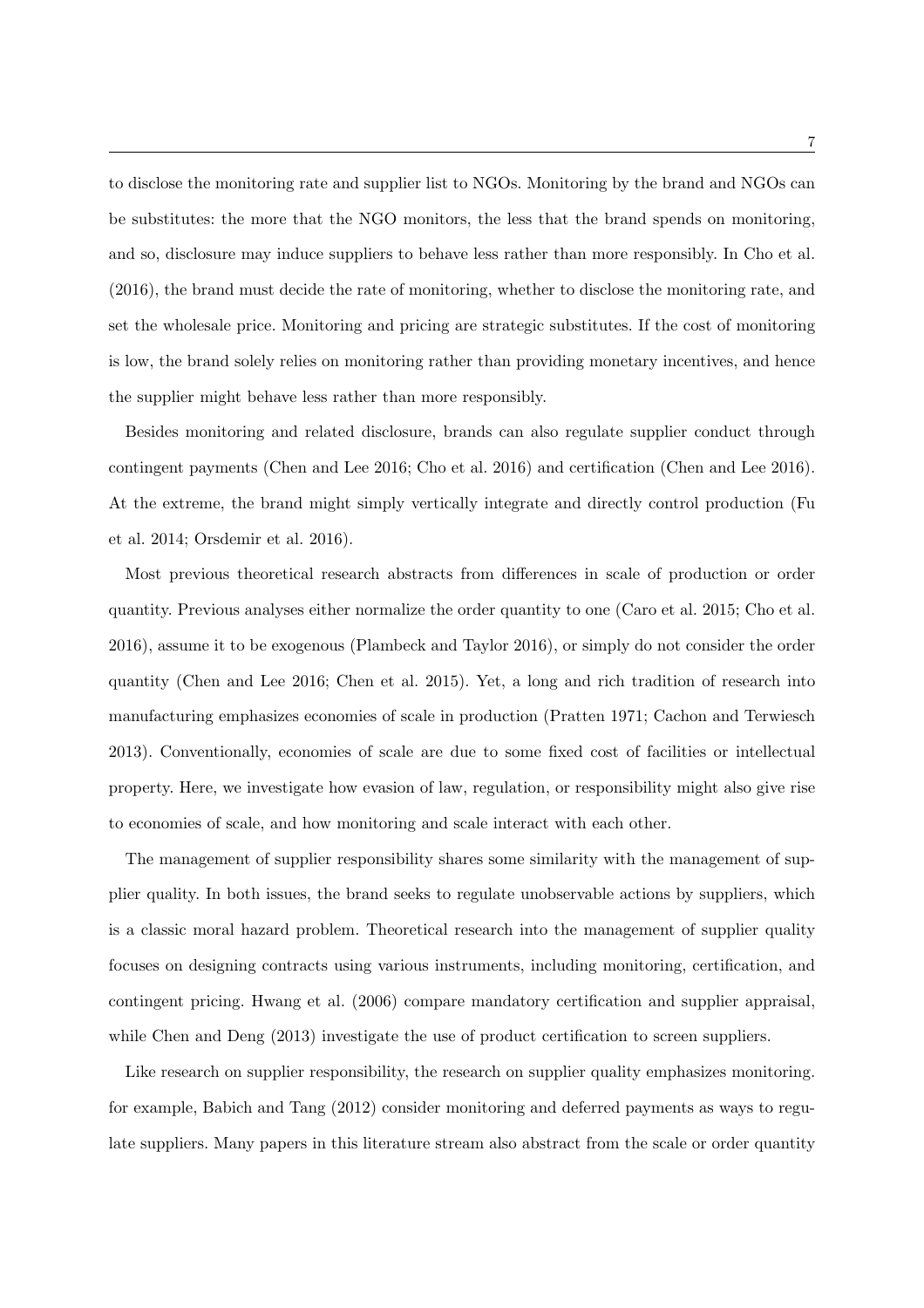to disclose the monitoring rate and supplier list to NGOs. Monitoring by the brand and NGOs can be substitutes: the more that the NGO monitors, the less that the brand spends on monitoring, and so, disclosure may induce suppliers to behave less rather than more responsibly. In Cho et al. (2016), the brand must decide the rate of monitoring, whether to disclose the monitoring rate, and set the wholesale price. Monitoring and pricing are strategic substitutes. If the cost of monitoring is low, the brand solely relies on monitoring rather than providing monetary incentives, and hence the supplier might behave less rather than more responsibly.

Besides monitoring and related disclosure, brands can also regulate supplier conduct through contingent payments (Chen and Lee 2016; Cho et al. 2016) and certification (Chen and Lee 2016). At the extreme, the brand might simply vertically integrate and directly control production (Fu et al. 2014; Orsdemir et al. 2016).

Most previous theoretical research abstracts from differences in scale of production or order quantity. Previous analyses either normalize the order quantity to one (Caro et al. 2015; Cho et al. 2016), assume it to be exogenous (Plambeck and Taylor 2016), or simply do not consider the order quantity (Chen and Lee 2016; Chen et al. 2015). Yet, a long and rich tradition of research into manufacturing emphasizes economies of scale in production (Pratten 1971; Cachon and Terwiesch 2013). Conventionally, economies of scale are due to some fixed cost of facilities or intellectual property. Here, we investigate how evasion of law, regulation, or responsibility might also give rise to economies of scale, and how monitoring and scale interact with each other.

The management of supplier responsibility shares some similarity with the management of supplier quality. In both issues, the brand seeks to regulate unobservable actions by suppliers, which is a classic moral hazard problem. Theoretical research into the management of supplier quality focuses on designing contracts using various instruments, including monitoring, certification, and contingent pricing. Hwang et al. (2006) compare mandatory certification and supplier appraisal, while Chen and Deng (2013) investigate the use of product certification to screen suppliers.

Like research on supplier responsibility, the research on supplier quality emphasizes monitoring. for example, Babich and Tang (2012) consider monitoring and deferred payments as ways to regulate suppliers. Many papers in this literature stream also abstract from the scale or order quantity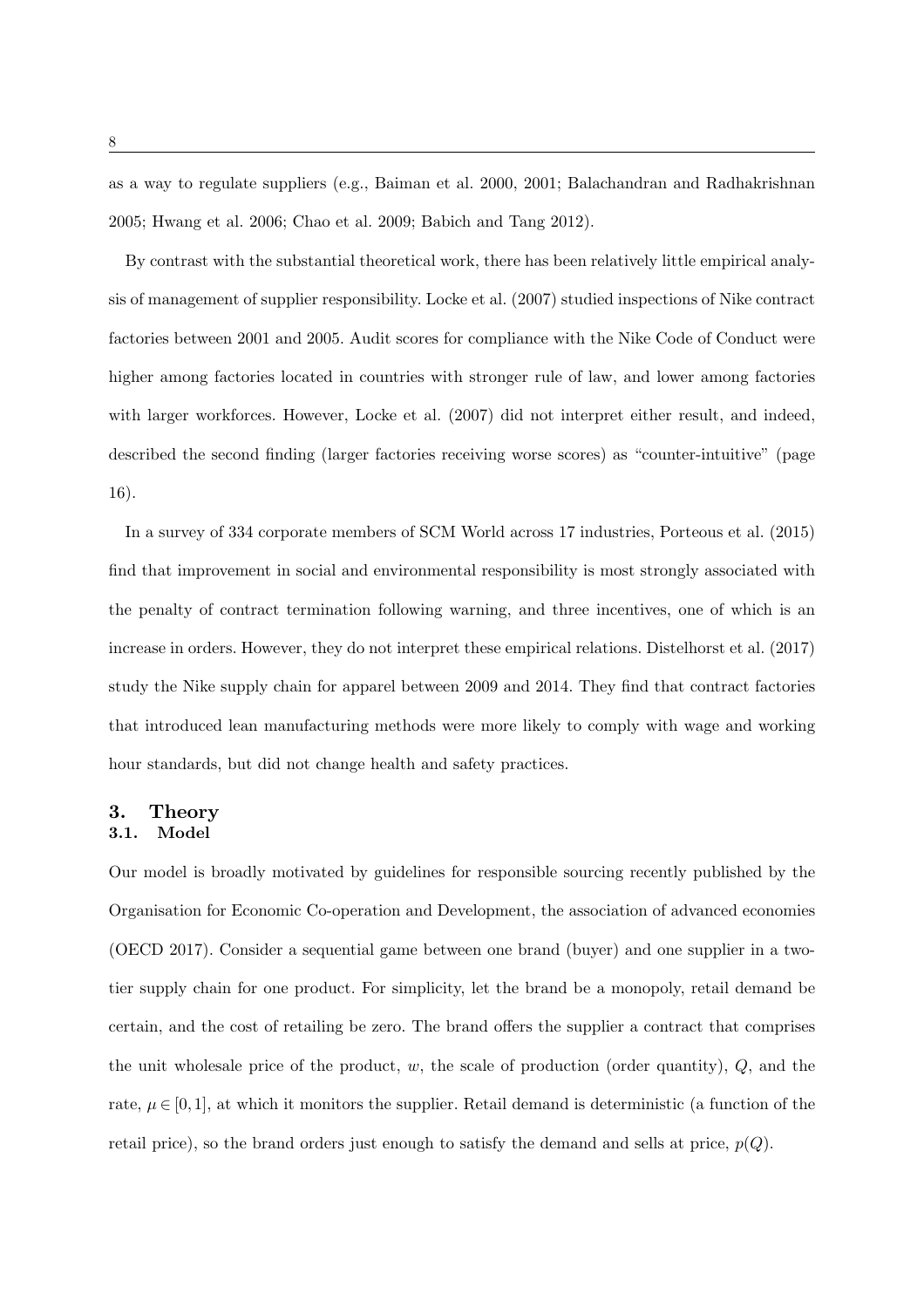as a way to regulate suppliers (e.g., Baiman et al. 2000, 2001; Balachandran and Radhakrishnan 2005; Hwang et al. 2006; Chao et al. 2009; Babich and Tang 2012).

By contrast with the substantial theoretical work, there has been relatively little empirical analysis of management of supplier responsibility. Locke et al. (2007) studied inspections of Nike contract factories between 2001 and 2005. Audit scores for compliance with the Nike Code of Conduct were higher among factories located in countries with stronger rule of law, and lower among factories with larger workforces. However, Locke et al. (2007) did not interpret either result, and indeed, described the second finding (larger factories receiving worse scores) as "counter-intuitive" (page 16).

In a survey of 334 corporate members of SCM World across 17 industries, Porteous et al. (2015) find that improvement in social and environmental responsibility is most strongly associated with the penalty of contract termination following warning, and three incentives, one of which is an increase in orders. However, they do not interpret these empirical relations. Distelhorst et al. (2017) study the Nike supply chain for apparel between 2009 and 2014. They find that contract factories that introduced lean manufacturing methods were more likely to comply with wage and working hour standards, but did not change health and safety practices.

## 3. Theory

### 3.1. Model

Our model is broadly motivated by guidelines for responsible sourcing recently published by the Organisation for Economic Co-operation and Development, the association of advanced economies (OECD 2017). Consider a sequential game between one brand (buyer) and one supplier in a two-tier supply chain for one product. For simplicity, let the brand be a monopoly, retail demand be certain, and the cost of retailing be zero. The brand offers the supplier a contract that comprises the unit wholesale price of the product, $w$, the scale of production (order quantity), $Q$, and the rate, $\mu \in [0,1]$, at which it monitors the supplier. Retail demand is deterministic (a function of the retail price), so the brand orders just enough to satisfy the demand and sells at price, $p(Q)$.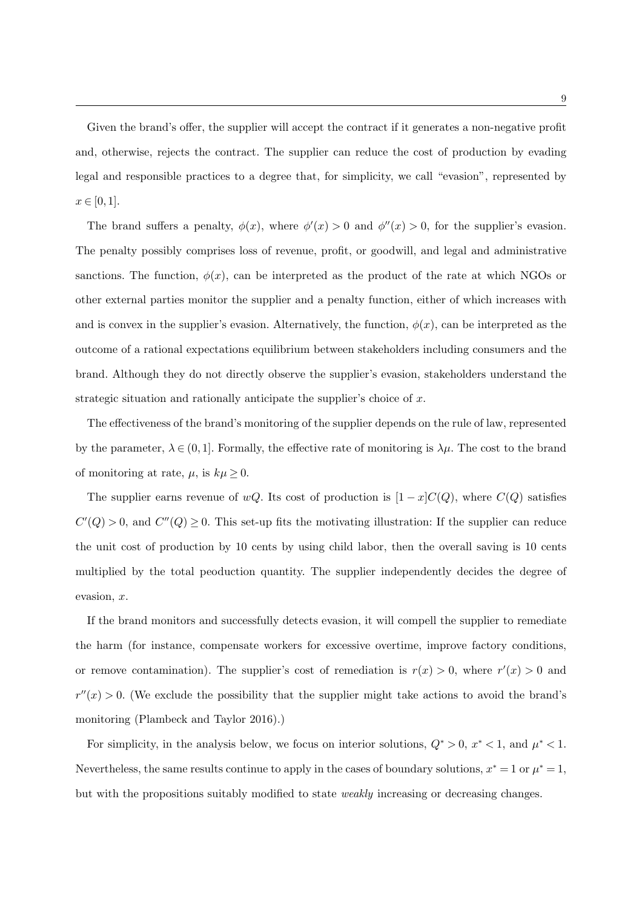Given the brand's offer, the supplier will accept the contract if it generates a non-negative profit and, otherwise, rejects the contract. The supplier can reduce the cost of production by evading legal and responsible practices to a degree that, for simplicity, we call "evasion", represented by $x \in [0, 1]$.

The brand suffers a penalty, $\phi(x)$, where $\phi'(x) > 0$ and $\phi''(x) > 0$, for the supplier's evasion. The penalty possibly comprises loss of revenue, profit, or goodwill, and legal and administrative sanctions. The function, $\phi(x)$, can be interpreted as the product of the rate at which NGOs or other external parties monitor the supplier and a penalty function, either of which increases with and is convex in the supplier's evasion. Alternatively, the function, $\phi(x)$, can be interpreted as the outcome of a rational expectations equilibrium between stakeholders including consumers and the brand. Although they do not directly observe the supplier's evasion, stakeholders understand the strategic situation and rationally anticipate the supplier's choice of $x$.

The effectiveness of the brand's monitoring of the supplier depends on the rule of law, represented by the parameter, $\lambda \in (0, 1]$. Formally, the effective rate of monitoring is $\lambda\mu$. The cost to the brand of monitoring at rate, $\mu$, is $k\mu \geq 0$.

The supplier earns revenue of $wQ$. Its cost of production is $[1 - x]C(Q)$, where $C(Q)$ satisfies $C'(Q) > 0$, and $C''(Q) \geq 0$. This set-up fits the motivating illustration: If the supplier can reduce the unit cost of production by 10 cents by using child labor, then the overall saving is 10 cents multiplied by the total peoduction quantity. The supplier independently decides the degree of evasion, $x$.

If the brand monitors and successfully detects evasion, it will compell the supplier to remediate the harm (for instance, compensate workers for excessive overtime, improve factory conditions, or remove contamination). The supplier's cost of remediation is $r(x) > 0$, where $r'(x) > 0$ and $r''(x) > 0$. (We exclude the possibility that the supplier might take actions to avoid the brand's monitoring (Plambeck and Taylor 2016).)

For simplicity, in the analysis below, we focus on interior solutions, $Q^* > 0$, $x^* < 1$, and $\mu^* < 1$. Nevertheless, the same results continue to apply in the cases of boundary solutions, $x^* = 1$ or $\mu^* = 1$, but with the propositions suitably modified to state *weakly* increasing or decreasing changes.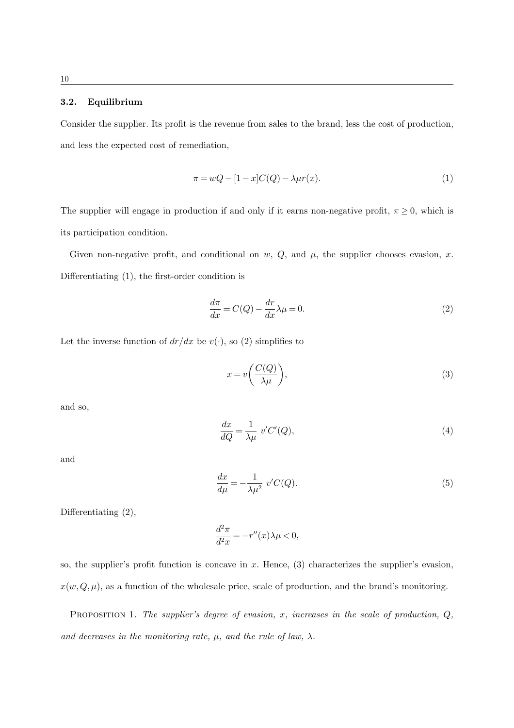### 3.2. Equilibrium

Consider the supplier. Its profit is the revenue from sales to the brand, less the cost of production, and less the expected cost of remediation,

$$\pi = wQ - [1 - x]C(Q) - \lambda\mu r(x). \tag{1}$$

The supplier will engage in production if and only if it earns non-negative profit, $\pi \geq 0$, which is its participation condition.

Given non-negative profit, and conditional on $w$, $Q$, and $\mu$, the supplier chooses evasion, $x$. Differentiating (1), the first-order condition is

$$\frac{d\pi}{dx} = C(Q) - \frac{dr}{dx}\lambda\mu = 0. \tag{2}$$

Let the inverse function of $dr/dx$ be $v(\cdot)$, so (2) simplifies to

$$x = v\left(\frac{C(Q)}{\lambda\mu}\right), \tag{3}$$

and so,

$$\frac{dx}{dQ} = \frac{1}{\lambda\mu}\ v'C'(Q), \tag{4}$$

and

$$\frac{dx}{d\mu} = -\frac{1}{\lambda\mu^2}\ v'C(Q). \tag{5}$$

Differentiating (2),

$$\frac{d^2\pi}{d^2x} = -r''(x)\lambda\mu < 0,$$

so, the supplier's profit function is concave in $x$. Hence, (3) characterizes the supplier's evasion, $x(w, Q, \mu)$, as a function of the wholesale price, scale of production, and the brand's monitoring.

Proposition 1. *The supplier's degree of evasion, $x$, increases in the scale of production, $Q$, and decreases in the monitoring rate, $\mu$, and the rule of law, $\lambda$.*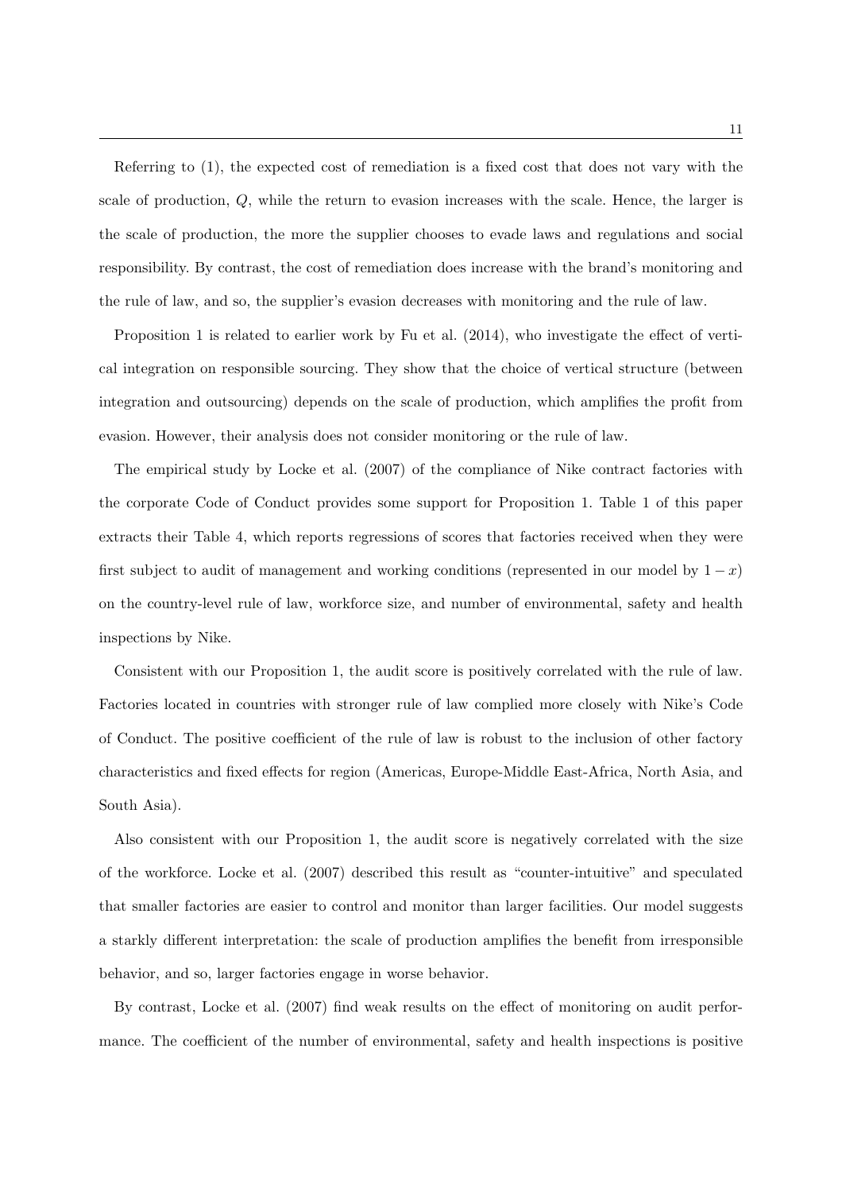Referring to (1), the expected cost of remediation is a fixed cost that does not vary with the scale of production, $Q$, while the return to evasion increases with the scale. Hence, the larger is the scale of production, the more the supplier chooses to evade laws and regulations and social responsibility. By contrast, the cost of remediation does increase with the brand's monitoring and the rule of law, and so, the supplier's evasion decreases with monitoring and the rule of law.

Proposition 1 is related to earlier work by Fu et al. (2014), who investigate the effect of vertical integration on responsible sourcing. They show that the choice of vertical structure (between integration and outsourcing) depends on the scale of production, which amplifies the profit from evasion. However, their analysis does not consider monitoring or the rule of law.

The empirical study by Locke et al. (2007) of the compliance of Nike contract factories with the corporate Code of Conduct provides some support for Proposition 1. Table 1 of this paper extracts their Table 4, which reports regressions of scores that factories received when they were first subject to audit of management and working conditions (represented in our model by $1 - x$) on the country-level rule of law, workforce size, and number of environmental, safety and health inspections by Nike.

Consistent with our Proposition 1, the audit score is positively correlated with the rule of law. Factories located in countries with stronger rule of law complied more closely with Nike's Code of Conduct. The positive coefficient of the rule of law is robust to the inclusion of other factory characteristics and fixed effects for region (Americas, Europe-Middle East-Africa, North Asia, and South Asia).

Also consistent with our Proposition 1, the audit score is negatively correlated with the size of the workforce. Locke et al. (2007) described this result as "counter-intuitive" and speculated that smaller factories are easier to control and monitor than larger facilities. Our model suggests a starkly different interpretation: the scale of production amplifies the benefit from irresponsible behavior, and so, larger factories engage in worse behavior.

By contrast, Locke et al. (2007) find weak results on the effect of monitoring on audit performance. The coefficient of the number of environmental, safety and health inspections is positive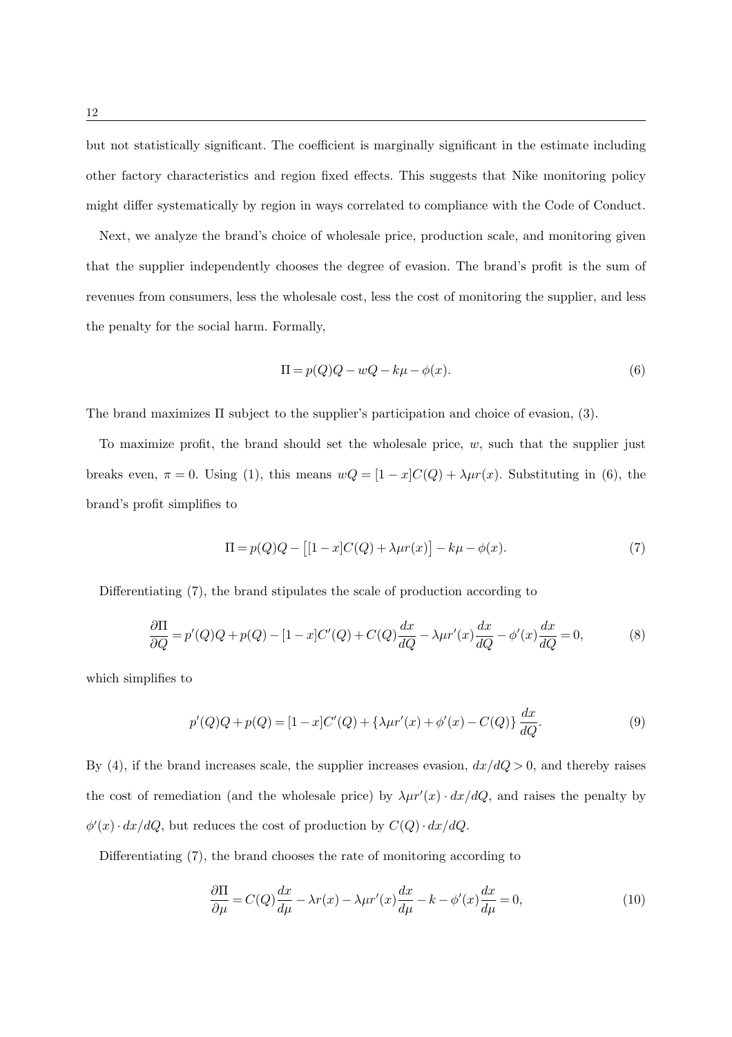but not statistically significant. The coefficient is marginally significant in the estimate including other factory characteristics and region fixed effects. This suggests that Nike monitoring policy might differ systematically by region in ways correlated to compliance with the Code of Conduct.

Next, we analyze the brand's choice of wholesale price, production scale, and monitoring given that the supplier independently chooses the degree of evasion. The brand's profit is the sum of revenues from consumers, less the wholesale cost, less the cost of monitoring the supplier, and less the penalty for the social harm. Formally,

$$\Pi = p(Q)Q - wQ - k\mu - \phi(x). \tag{6}$$

The brand maximizes $\Pi$ subject to the supplier's participation and choice of evasion, (3).

To maximize profit, the brand should set the wholesale price, $w$, such that the supplier just breaks even, $\pi = 0$. Using (1), this means $wQ = [1-x]C(Q) + \lambda\mu r(x)$. Substituting in (6), the brand's profit simplifies to

$$\Pi = p(Q)Q - \big[[1-x]C(Q) + \lambda\mu r(x)\big] - k\mu - \phi(x). \tag{7}$$

Differentiating (7), the brand stipulates the scale of production according to

$$\frac{\partial \Pi}{\partial Q} = p'(Q)Q + p(Q) - [1-x]C'(Q) + C(Q)\frac{dx}{dQ} - \lambda\mu r'(x)\frac{dx}{dQ} - \phi'(x)\frac{dx}{dQ} = 0, \tag{8}$$

which simplifies to

$$p'(Q)Q + p(Q) = [1-x]C'(Q) + \{\lambda\mu r'(x) + \phi'(x) - C(Q)\}\frac{dx}{dQ}. \tag{9}$$

By (4), if the brand increases scale, the supplier increases evasion, $dx/dQ > 0$, and thereby raises the cost of remediation (and the wholesale price) by $\lambda\mu r'(x) \cdot dx/dQ$, and raises the penalty by $\phi'(x) \cdot dx/dQ$, but reduces the cost of production by $C(Q) \cdot dx/dQ$.

Differentiating (7), the brand chooses the rate of monitoring according to

$$\frac{\partial \Pi}{\partial \mu} = C(Q)\frac{dx}{d\mu} - \lambda r(x) - \lambda\mu r'(x)\frac{dx}{d\mu} - k - \phi'(x)\frac{dx}{d\mu} = 0, \tag{10}$$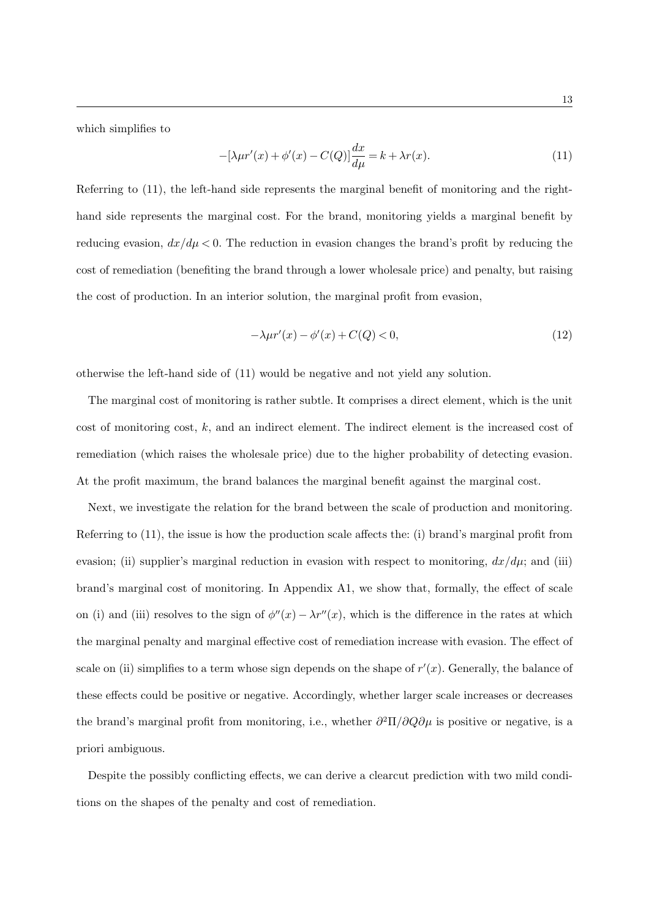which simplifies to

$$-[\lambda \mu r'(x) + \phi'(x) - C(Q)]\frac{dx}{d\mu} = k + \lambda r(x). \tag{11}$$

Referring to (11), the left-hand side represents the marginal benefit of monitoring and the right-hand side represents the marginal cost. For the brand, monitoring yields a marginal benefit by reducing evasion, $dx/d\mu < 0$. The reduction in evasion changes the brand's profit by reducing the cost of remediation (benefiting the brand through a lower wholesale price) and penalty, but raising the cost of production. In an interior solution, the marginal profit from evasion,

$$-\lambda \mu r'(x) - \phi'(x) + C(Q) < 0, \tag{12}$$

otherwise the left-hand side of (11) would be negative and not yield any solution.

The marginal cost of monitoring is rather subtle. It comprises a direct element, which is the unit cost of monitoring cost, $k$, and an indirect element. The indirect element is the increased cost of remediation (which raises the wholesale price) due to the higher probability of detecting evasion. At the profit maximum, the brand balances the marginal benefit against the marginal cost.

Next, we investigate the relation for the brand between the scale of production and monitoring. Referring to (11), the issue is how the production scale affects the: (i) brand's marginal profit from evasion; (ii) supplier's marginal reduction in evasion with respect to monitoring, $dx/d\mu$; and (iii) brand's marginal cost of monitoring. In Appendix A1, we show that, formally, the effect of scale on (i) and (iii) resolves to the sign of $\phi''(x) - \lambda r''(x)$, which is the difference in the rates at which the marginal penalty and marginal effective cost of remediation increase with evasion. The effect of scale on (ii) simplifies to a term whose sign depends on the shape of $r'(x)$. Generally, the balance of these effects could be positive or negative. Accordingly, whether larger scale increases or decreases the brand's marginal profit from monitoring, i.e., whether $\partial^2\Pi/\partial Q \partial \mu$ is positive or negative, is a priori ambiguous.

Despite the possibly conflicting effects, we can derive a clearcut prediction with two mild conditions on the shapes of the penalty and cost of remediation.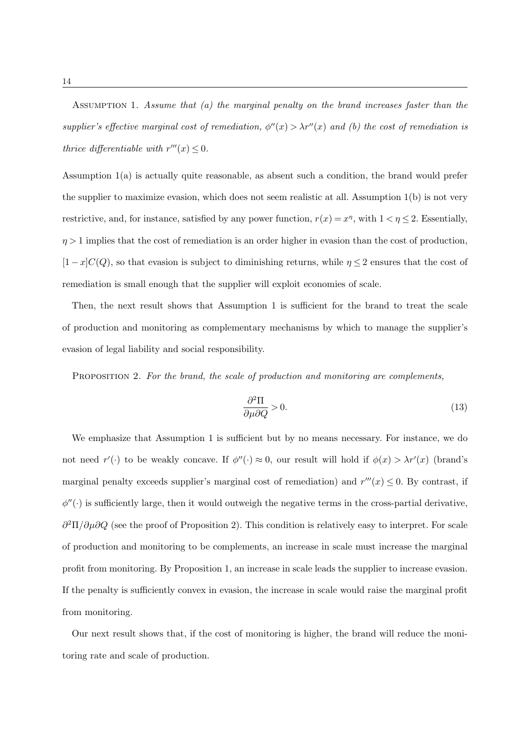Assumption 1. *Assume that (a) the marginal penalty on the brand increases faster than the supplier's effective marginal cost of remediation, $\phi''(x) > \lambda r''(x)$ and (b) the cost of remediation is thrice differentiable with $r'''(x) \leq 0$.*

Assumption 1(a) is actually quite reasonable, as absent such a condition, the brand would prefer the supplier to maximize evasion, which does not seem realistic at all. Assumption 1(b) is not very restrictive, and, for instance, satisfied by any power function, $r(x) = x^{\eta}$, with $1 < \eta \leq 2$. Essentially, $\eta > 1$ implies that the cost of remediation is an order higher in evasion than the cost of production, $[1-x]C(Q)$, so that evasion is subject to diminishing returns, while $\eta \leq 2$ ensures that the cost of remediation is small enough that the supplier will exploit economies of scale.

Then, the next result shows that Assumption 1 is sufficient for the brand to treat the scale of production and monitoring as complementary mechanisms by which to manage the supplier's evasion of legal liability and social responsibility.

Proposition 2. *For the brand, the scale of production and monitoring are complements,*

$$\frac{\partial^2 \Pi}{\partial \mu \partial Q} > 0. \tag{13}$$

We emphasize that Assumption 1 is sufficient but by no means necessary. For instance, we do not need $r'(\cdot)$ to be weakly concave. If $\phi''(\cdot) \approx 0$, our result will hold if $\phi(x) > \lambda r'(x)$ (brand's marginal penalty exceeds supplier's marginal cost of remediation) and $r'''(x) \leq 0$. By contrast, if $\phi''(\cdot)$ is sufficiently large, then it would outweigh the negative terms in the cross-partial derivative, $\partial^2\Pi/\partial\mu\partial Q$ (see the proof of Proposition 2). This condition is relatively easy to interpret. For scale of production and monitoring to be complements, an increase in scale must increase the marginal profit from monitoring. By Proposition 1, an increase in scale leads the supplier to increase evasion. If the penalty is sufficiently convex in evasion, the increase in scale would raise the marginal profit from monitoring.

Our next result shows that, if the cost of monitoring is higher, the brand will reduce the monitoring rate and scale of production.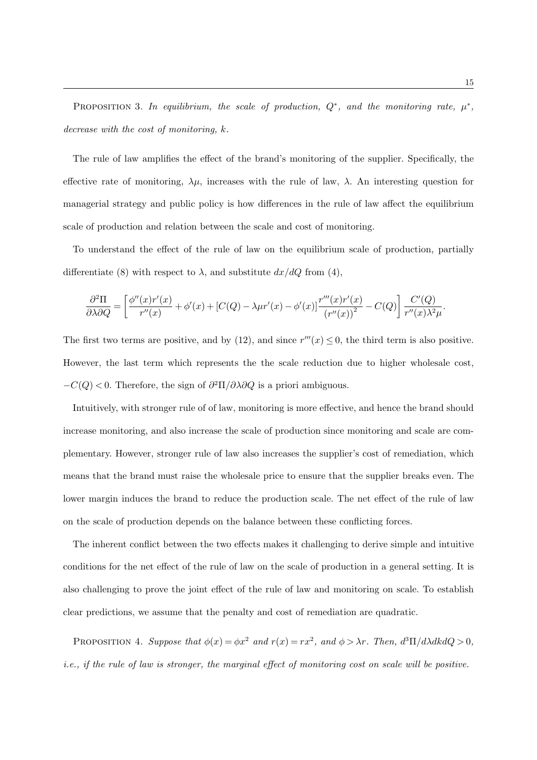PROPOSITION 3. *In equilibrium, the scale of production, $Q^*$, and the monitoring rate, $\mu^*$, decrease with the cost of monitoring, $k$.*

The rule of law amplifies the effect of the brand's monitoring of the supplier. Specifically, the effective rate of monitoring, $\lambda\mu$, increases with the rule of law, $\lambda$. An interesting question for managerial strategy and public policy is how differences in the rule of law affect the equilibrium scale of production and relation between the scale and cost of monitoring.

To understand the effect of the rule of law on the equilibrium scale of production, partially differentiate (8) with respect to $\lambda$, and substitute $dx/dQ$ from (4),

$$\frac{\partial^2 \Pi}{\partial \lambda \partial Q} = \left[ \frac{\phi''(x)r'(x)}{r''(x)} + \phi'(x) + [C(Q) - \lambda\mu r'(x) - \phi'(x)] \frac{r'''(x)r'(x)}{(r''(x))^2} - C(Q) \right] \frac{C'(Q)}{r''(x)\lambda^2\mu}.$$

The first two terms are positive, and by (12), and since $r'''(x) \leq 0$, the third term is also positive. However, the last term which represents the the scale reduction due to higher wholesale cost, $-C(Q) < 0$. Therefore, the sign of $\partial^2\Pi/\partial\lambda\partial Q$ is a priori ambiguous.

Intuitively, with stronger rule of of law, monitoring is more effective, and hence the brand should increase monitoring, and also increase the scale of production since monitoring and scale are complementary. However, stronger rule of law also increases the supplier's cost of remediation, which means that the brand must raise the wholesale price to ensure that the supplier breaks even. The lower margin induces the brand to reduce the production scale. The net effect of the rule of law on the scale of production depends on the balance between these conflicting forces.

The inherent conflict between the two effects makes it challenging to derive simple and intuitive conditions for the net effect of the rule of law on the scale of production in a general setting. It is also challenging to prove the joint effect of the rule of law and monitoring on scale. To establish clear predictions, we assume that the penalty and cost of remediation are quadratic.

PROPOSITION 4. *Suppose that $\phi(x) = \phi x^2$ and $r(x) = rx^2$, and $\phi > \lambda r$. Then, $d^3\Pi/d\lambda dk dQ > 0$, i.e., if the rule of law is stronger, the marginal effect of monitoring cost on scale will be positive.*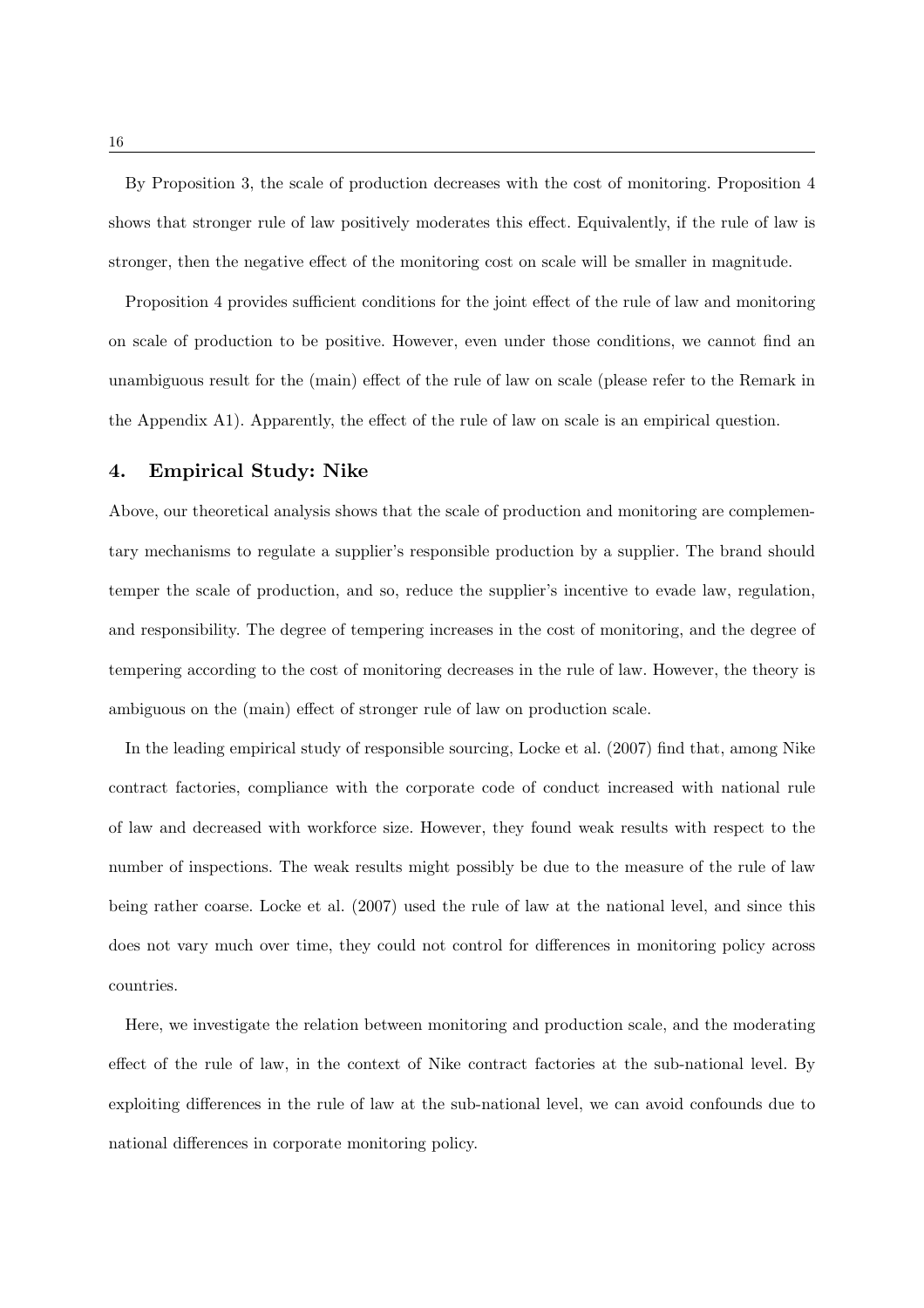By Proposition 3, the scale of production decreases with the cost of monitoring. Proposition 4 shows that stronger rule of law positively moderates this effect. Equivalently, if the rule of law is stronger, then the negative effect of the monitoring cost on scale will be smaller in magnitude.

Proposition 4 provides sufficient conditions for the joint effect of the rule of law and monitoring on scale of production to be positive. However, even under those conditions, we cannot find an unambiguous result for the (main) effect of the rule of law on scale (please refer to the Remark in the Appendix A1). Apparently, the effect of the rule of law on scale is an empirical question.

## 4. Empirical Study: Nike

Above, our theoretical analysis shows that the scale of production and monitoring are complementary mechanisms to regulate a supplier's responsible production by a supplier. The brand should temper the scale of production, and so, reduce the supplier's incentive to evade law, regulation, and responsibility. The degree of tempering increases in the cost of monitoring, and the degree of tempering according to the cost of monitoring decreases in the rule of law. However, the theory is ambiguous on the (main) effect of stronger rule of law on production scale.

In the leading empirical study of responsible sourcing, Locke et al. (2007) find that, among Nike contract factories, compliance with the corporate code of conduct increased with national rule of law and decreased with workforce size. However, they found weak results with respect to the number of inspections. The weak results might possibly be due to the measure of the rule of law being rather coarse. Locke et al. (2007) used the rule of law at the national level, and since this does not vary much over time, they could not control for differences in monitoring policy across countries.

Here, we investigate the relation between monitoring and production scale, and the moderating effect of the rule of law, in the context of Nike contract factories at the sub-national level. By exploiting differences in the rule of law at the sub-national level, we can avoid confounds due to national differences in corporate monitoring policy.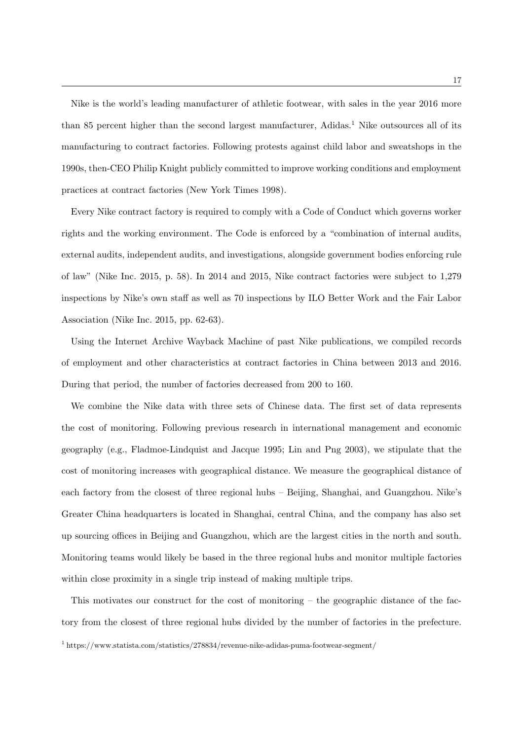Nike is the world's leading manufacturer of athletic footwear, with sales in the year 2016 more than 85 percent higher than the second largest manufacturer, Adidas.[1] Nike outsources all of its manufacturing to contract factories. Following protests against child labor and sweatshops in the 1990s, then-CEO Philip Knight publicly committed to improve working conditions and employment practices at contract factories (New York Times 1998).

Every Nike contract factory is required to comply with a Code of Conduct which governs worker rights and the working environment. The Code is enforced by a "combination of internal audits, external audits, independent audits, and investigations, alongside government bodies enforcing rule of law" (Nike Inc. 2015, p. 58). In 2014 and 2015, Nike contract factories were subject to 1,279 inspections by Nike's own staff as well as 70 inspections by ILO Better Work and the Fair Labor Association (Nike Inc. 2015, pp. 62-63).

Using the Internet Archive Wayback Machine of past Nike publications, we compiled records of employment and other characteristics at contract factories in China between 2013 and 2016. During that period, the number of factories decreased from 200 to 160.

We combine the Nike data with three sets of Chinese data. The first set of data represents the cost of monitoring. Following previous research in international management and economic geography (e.g., Fladmoe-Lindquist and Jacque 1995; Lin and Png 2003), we stipulate that the cost of monitoring increases with geographical distance. We measure the geographical distance of each factory from the closest of three regional hubs – Beijing, Shanghai, and Guangzhou. Nike's Greater China headquarters is located in Shanghai, central China, and the company has also set up sourcing offices in Beijing and Guangzhou, which are the largest cities in the north and south. Monitoring teams would likely be based in the three regional hubs and monitor multiple factories within close proximity in a single trip instead of making multiple trips.

This motivates our construct for the cost of monitoring – the geographic distance of the factory from the closest of three regional hubs divided by the number of factories in the prefecture.

[1] https://www.statista.com/statistics/278834/revenue-nike-adidas-puma-footwear-segment/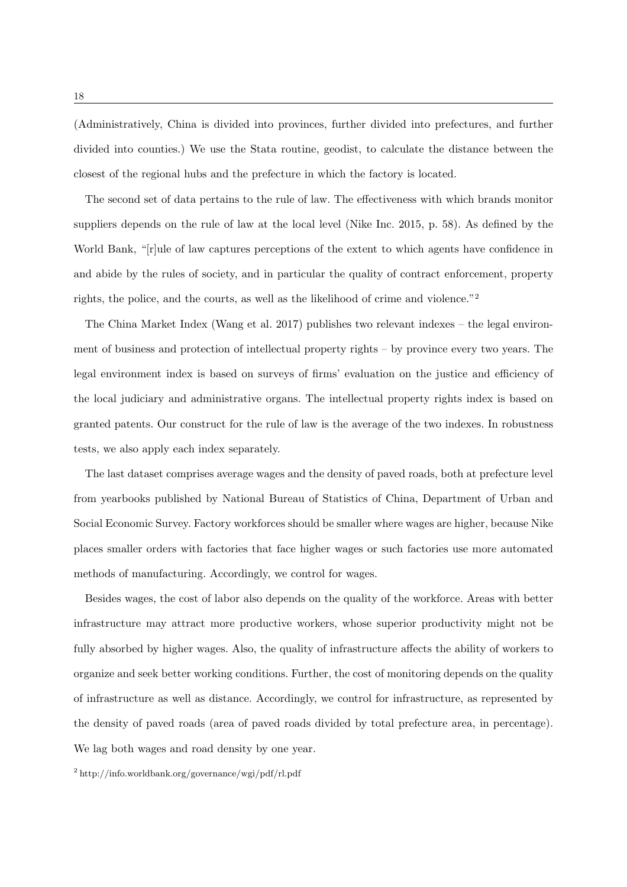(Administratively, China is divided into provinces, further divided into prefectures, and further divided into counties.) We use the Stata routine, geodist, to calculate the distance between the closest of the regional hubs and the prefecture in which the factory is located.

The second set of data pertains to the rule of law. The effectiveness with which brands monitor suppliers depends on the rule of law at the local level (Nike Inc. 2015, p. 58). As defined by the World Bank, "[r]ule of law captures perceptions of the extent to which agents have confidence in and abide by the rules of society, and in particular the quality of contract enforcement, property rights, the police, and the courts, as well as the likelihood of crime and violence."[2]

The China Market Index (Wang et al. 2017) publishes two relevant indexes – the legal environment of business and protection of intellectual property rights – by province every two years. The legal environment index is based on surveys of firms' evaluation on the justice and efficiency of the local judiciary and administrative organs. The intellectual property rights index is based on granted patents. Our construct for the rule of law is the average of the two indexes. In robustness tests, we also apply each index separately.

The last dataset comprises average wages and the density of paved roads, both at prefecture level from yearbooks published by National Bureau of Statistics of China, Department of Urban and Social Economic Survey. Factory workforces should be smaller where wages are higher, because Nike places smaller orders with factories that face higher wages or such factories use more automated methods of manufacturing. Accordingly, we control for wages.

Besides wages, the cost of labor also depends on the quality of the workforce. Areas with better infrastructure may attract more productive workers, whose superior productivity might not be fully absorbed by higher wages. Also, the quality of infrastructure affects the ability of workers to organize and seek better working conditions. Further, the cost of monitoring depends on the quality of infrastructure as well as distance. Accordingly, we control for infrastructure, as represented by the density of paved roads (area of paved roads divided by total prefecture area, in percentage). We lag both wages and road density by one year.

[2] http://info.worldbank.org/governance/wgi/pdf/rl.pdf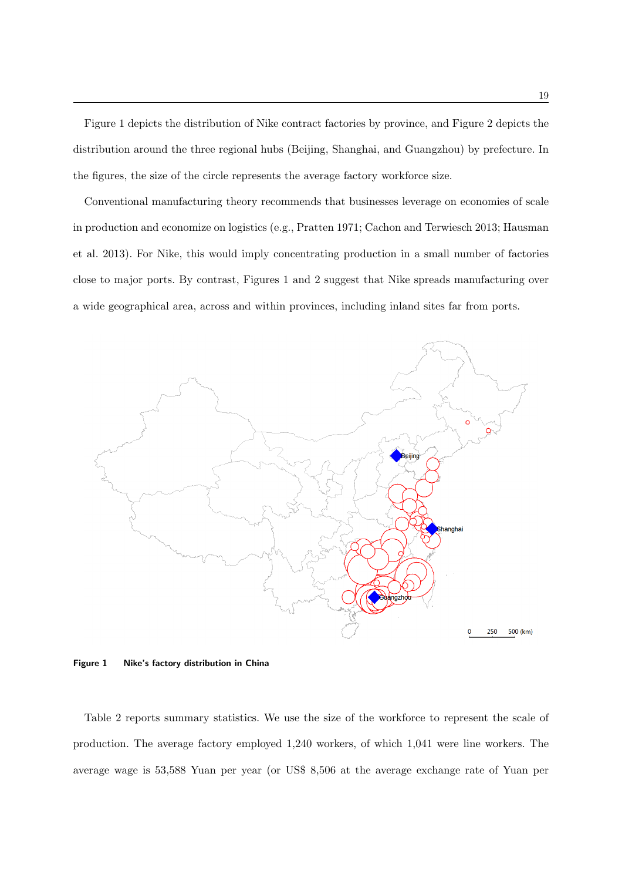Figure 1 depicts the distribution of Nike contract factories by province, and Figure 2 depicts the distribution around the three regional hubs (Beijing, Shanghai, and Guangzhou) by prefecture. In the figures, the size of the circle represents the average factory workforce size.

Conventional manufacturing theory recommends that businesses leverage on economies of scale in production and economize on logistics (e.g., Pratten 1971; Cachon and Terwiesch 2013; Hausman et al. 2013). For Nike, this would imply concentrating production in a small number of factories close to major ports. By contrast, Figures 1 and 2 suggest that Nike spreads manufacturing over a wide geographical area, across and within provinces, including inland sites far from ports.

**Figure 1** **Nike's factory distribution in China**

Table 2 reports summary statistics. We use the size of the workforce to represent the scale of production. The average factory employed 1,240 workers, of which 1,041 were line workers. The average wage is 53,588 Yuan per year (or US$ 8,506 at the average exchange rate of Yuan per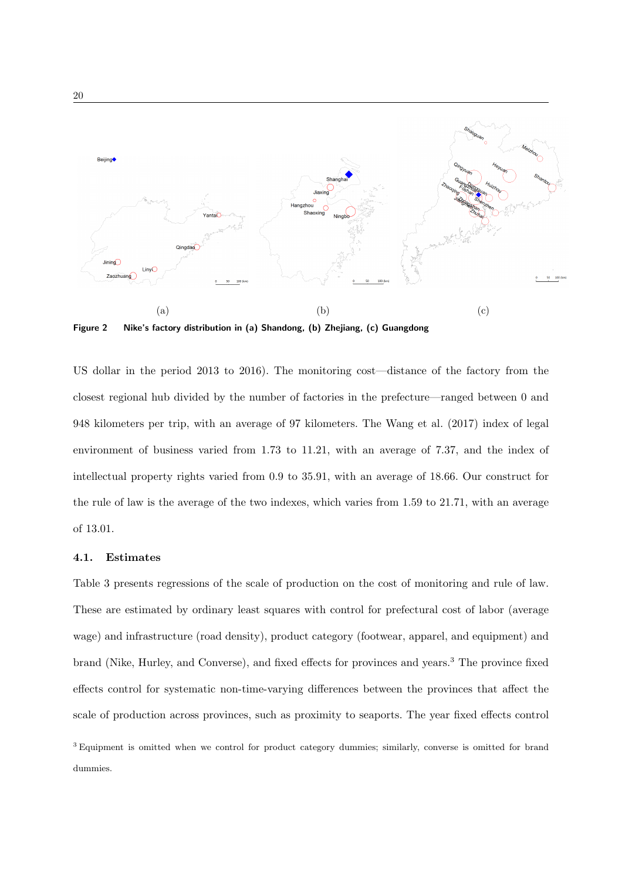(a) (b) (c)

**Figure 2 Nike's factory distribution in (a) Shandong, (b) Zhejiang, (c) Guangdong**

US dollar in the period 2013 to 2016). The monitoring cost—distance of the factory from the closest regional hub divided by the number of factories in the prefecture—ranged between 0 and 948 kilometers per trip, with an average of 97 kilometers. The Wang et al. (2017) index of legal environment of business varied from 1.73 to 11.21, with an average of 7.37, and the index of intellectual property rights varied from 0.9 to 35.91, with an average of 18.66. Our construct for the rule of law is the average of the two indexes, which varies from 1.59 to 21.71, with an average of 13.01.

### 4.1. Estimates

Table 3 presents regressions of the scale of production on the cost of monitoring and rule of law. These are estimated by ordinary least squares with control for prefectural cost of labor (average wage) and infrastructure (road density), product category (footwear, apparel, and equipment) and brand (Nike, Hurley, and Converse), and fixed effects for provinces and years.[3] The province fixed effects control for systematic non-time-varying differences between the provinces that affect the scale of production across provinces, such as proximity to seaports. The year fixed effects control

[3] Equipment is omitted when we control for product category dummies; similarly, converse is omitted for brand dummies.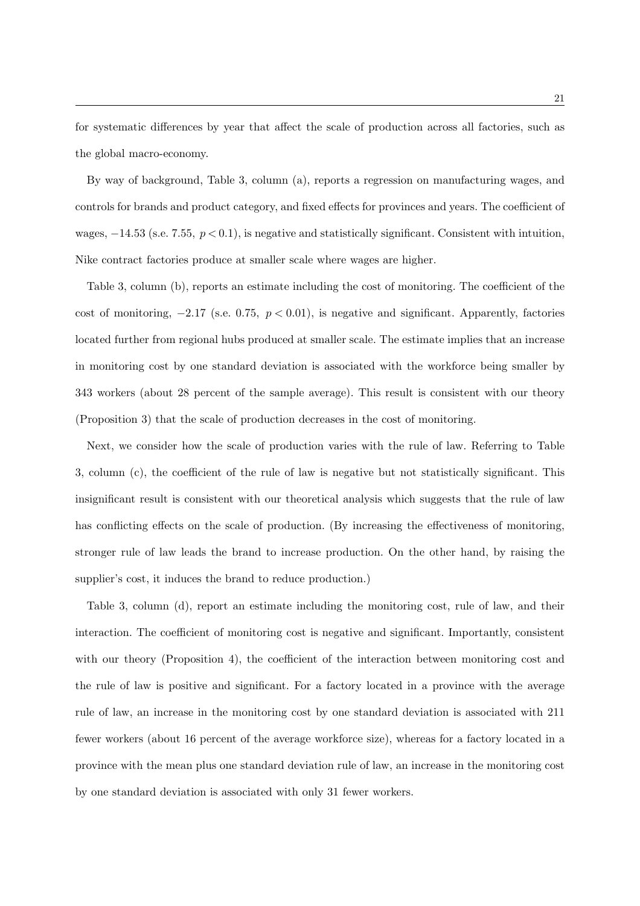for systematic differences by year that affect the scale of production across all factories, such as the global macro-economy.

By way of background, Table 3, column (a), reports a regression on manufacturing wages, and controls for brands and product category, and fixed effects for provinces and years. The coefficient of wages, $-14.53$ (s.e. 7.55, $p < 0.1$), is negative and statistically significant. Consistent with intuition, Nike contract factories produce at smaller scale where wages are higher.

Table 3, column (b), reports an estimate including the cost of monitoring. The coefficient of the cost of monitoring, $-2.17$ (s.e. 0.75, $p < 0.01$), is negative and significant. Apparently, factories located further from regional hubs produced at smaller scale. The estimate implies that an increase in monitoring cost by one standard deviation is associated with the workforce being smaller by 343 workers (about 28 percent of the sample average). This result is consistent with our theory (Proposition 3) that the scale of production decreases in the cost of monitoring.

Next, we consider how the scale of production varies with the rule of law. Referring to Table 3, column (c), the coefficient of the rule of law is negative but not statistically significant. This insignificant result is consistent with our theoretical analysis which suggests that the rule of law has conflicting effects on the scale of production. (By increasing the effectiveness of monitoring, stronger rule of law leads the brand to increase production. On the other hand, by raising the supplier's cost, it induces the brand to reduce production.)

Table 3, column (d), report an estimate including the monitoring cost, rule of law, and their interaction. The coefficient of monitoring cost is negative and significant. Importantly, consistent with our theory (Proposition 4), the coefficient of the interaction between monitoring cost and the rule of law is positive and significant. For a factory located in a province with the average rule of law, an increase in the monitoring cost by one standard deviation is associated with 211 fewer workers (about 16 percent of the average workforce size), whereas for a factory located in a province with the mean plus one standard deviation rule of law, an increase in the monitoring cost by one standard deviation is associated with only 31 fewer workers.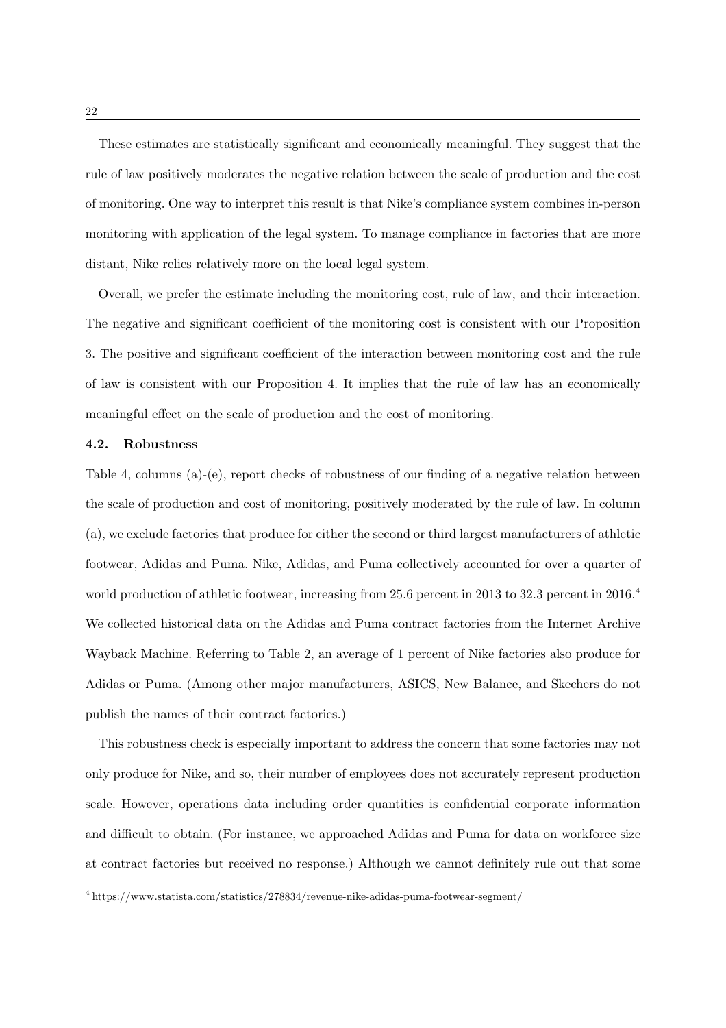These estimates are statistically significant and economically meaningful. They suggest that the rule of law positively moderates the negative relation between the scale of production and the cost of monitoring. One way to interpret this result is that Nike's compliance system combines in-person monitoring with application of the legal system. To manage compliance in factories that are more distant, Nike relies relatively more on the local legal system.

Overall, we prefer the estimate including the monitoring cost, rule of law, and their interaction. The negative and significant coefficient of the monitoring cost is consistent with our Proposition 3. The positive and significant coefficient of the interaction between monitoring cost and the rule of law is consistent with our Proposition 4. It implies that the rule of law has an economically meaningful effect on the scale of production and the cost of monitoring.

### 4.2. Robustness

Table 4, columns (a)-(e), report checks of robustness of our finding of a negative relation between the scale of production and cost of monitoring, positively moderated by the rule of law. In column (a), we exclude factories that produce for either the second or third largest manufacturers of athletic footwear, Adidas and Puma. Nike, Adidas, and Puma collectively accounted for over a quarter of world production of athletic footwear, increasing from 25.6 percent in 2013 to 32.3 percent in 2016.[4] We collected historical data on the Adidas and Puma contract factories from the Internet Archive Wayback Machine. Referring to Table 2, an average of 1 percent of Nike factories also produce for Adidas or Puma. (Among other major manufacturers, ASICS, New Balance, and Skechers do not publish the names of their contract factories.)

This robustness check is especially important to address the concern that some factories may not only produce for Nike, and so, their number of employees does not accurately represent production scale. However, operations data including order quantities is confidential corporate information and difficult to obtain. (For instance, we approached Adidas and Puma for data on workforce size at contract factories but received no response.) Although we cannot definitely rule out that some

[4] https://www.statista.com/statistics/278834/revenue-nike-adidas-puma-footwear-segment/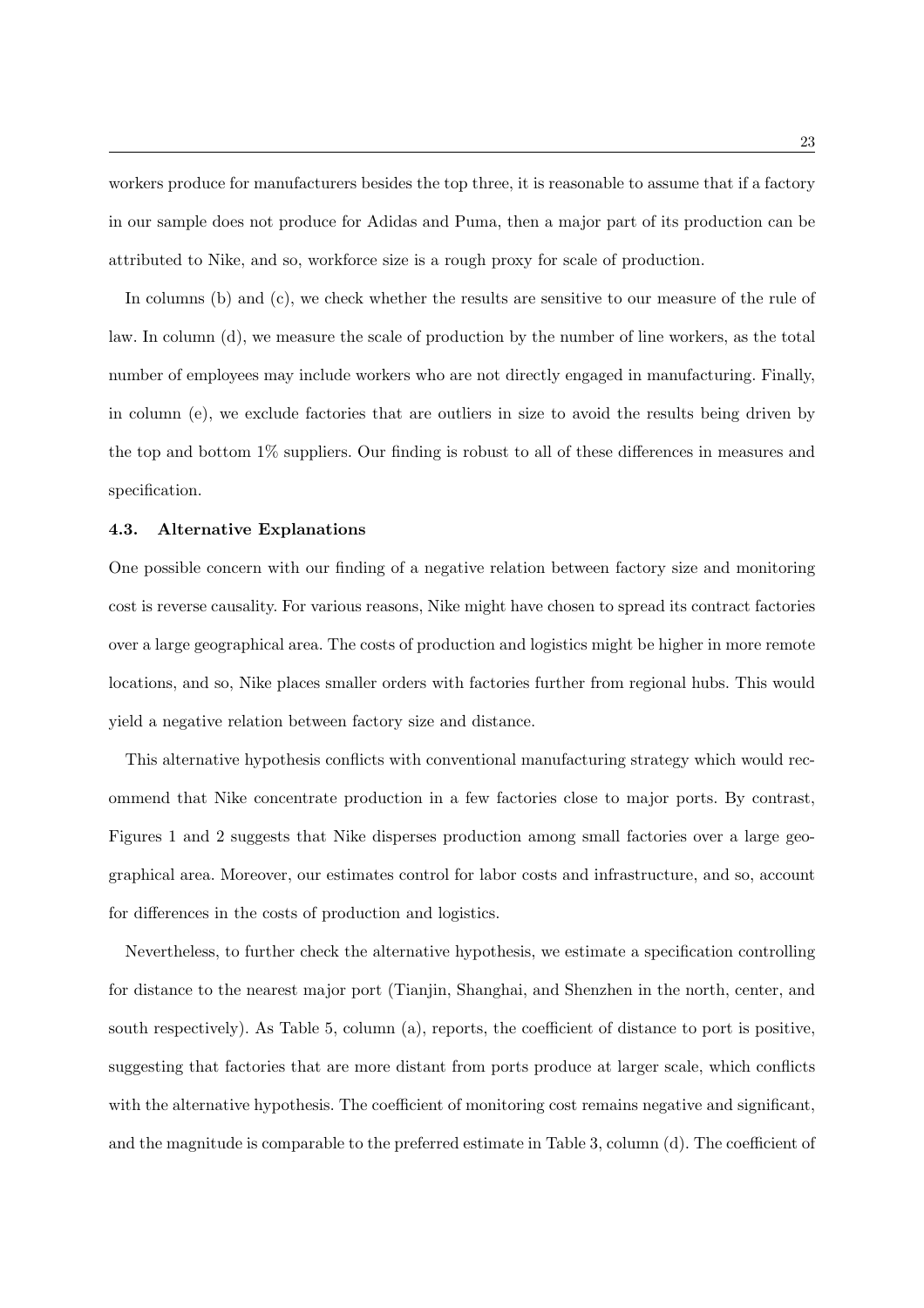workers produce for manufacturers besides the top three, it is reasonable to assume that if a factory in our sample does not produce for Adidas and Puma, then a major part of its production can be attributed to Nike, and so, workforce size is a rough proxy for scale of production.

In columns (b) and (c), we check whether the results are sensitive to our measure of the rule of law. In column (d), we measure the scale of production by the number of line workers, as the total number of employees may include workers who are not directly engaged in manufacturing. Finally, in column (e), we exclude factories that are outliers in size to avoid the results being driven by the top and bottom 1% suppliers. Our finding is robust to all of these differences in measures and specification.

### 4.3. Alternative Explanations

One possible concern with our finding of a negative relation between factory size and monitoring cost is reverse causality. For various reasons, Nike might have chosen to spread its contract factories over a large geographical area. The costs of production and logistics might be higher in more remote locations, and so, Nike places smaller orders with factories further from regional hubs. This would yield a negative relation between factory size and distance.

This alternative hypothesis conflicts with conventional manufacturing strategy which would recommend that Nike concentrate production in a few factories close to major ports. By contrast, Figures 1 and 2 suggests that Nike disperses production among small factories over a large geographical area. Moreover, our estimates control for labor costs and infrastructure, and so, account for differences in the costs of production and logistics.

Nevertheless, to further check the alternative hypothesis, we estimate a specification controlling for distance to the nearest major port (Tianjin, Shanghai, and Shenzhen in the north, center, and south respectively). As Table 5, column (a), reports, the coefficient of distance to port is positive, suggesting that factories that are more distant from ports produce at larger scale, which conflicts with the alternative hypothesis. The coefficient of monitoring cost remains negative and significant, and the magnitude is comparable to the preferred estimate in Table 3, column (d). The coefficient of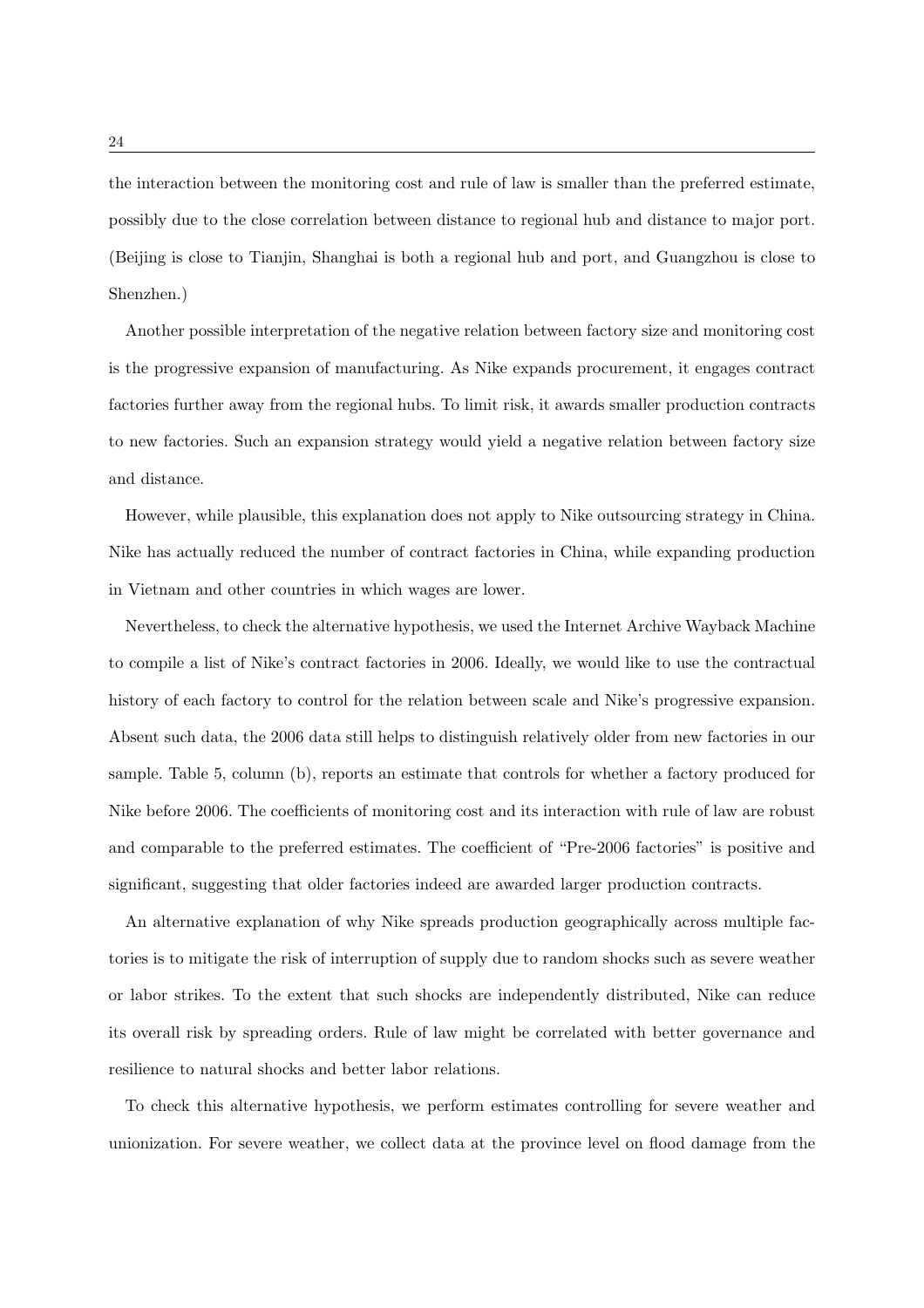the interaction between the monitoring cost and rule of law is smaller than the preferred estimate, possibly due to the close correlation between distance to regional hub and distance to major port. (Beijing is close to Tianjin, Shanghai is both a regional hub and port, and Guangzhou is close to Shenzhen.)

Another possible interpretation of the negative relation between factory size and monitoring cost is the progressive expansion of manufacturing. As Nike expands procurement, it engages contract factories further away from the regional hubs. To limit risk, it awards smaller production contracts to new factories. Such an expansion strategy would yield a negative relation between factory size and distance.

However, while plausible, this explanation does not apply to Nike outsourcing strategy in China. Nike has actually reduced the number of contract factories in China, while expanding production in Vietnam and other countries in which wages are lower.

Nevertheless, to check the alternative hypothesis, we used the Internet Archive Wayback Machine to compile a list of Nike's contract factories in 2006. Ideally, we would like to use the contractual history of each factory to control for the relation between scale and Nike's progressive expansion. Absent such data, the 2006 data still helps to distinguish relatively older from new factories in our sample. Table 5, column (b), reports an estimate that controls for whether a factory produced for Nike before 2006. The coefficients of monitoring cost and its interaction with rule of law are robust and comparable to the preferred estimates. The coefficient of "Pre-2006 factories" is positive and significant, suggesting that older factories indeed are awarded larger production contracts.

An alternative explanation of why Nike spreads production geographically across multiple factories is to mitigate the risk of interruption of supply due to random shocks such as severe weather or labor strikes. To the extent that such shocks are independently distributed, Nike can reduce its overall risk by spreading orders. Rule of law might be correlated with better governance and resilience to natural shocks and better labor relations.

To check this alternative hypothesis, we perform estimates controlling for severe weather and unionization. For severe weather, we collect data at the province level on flood damage from the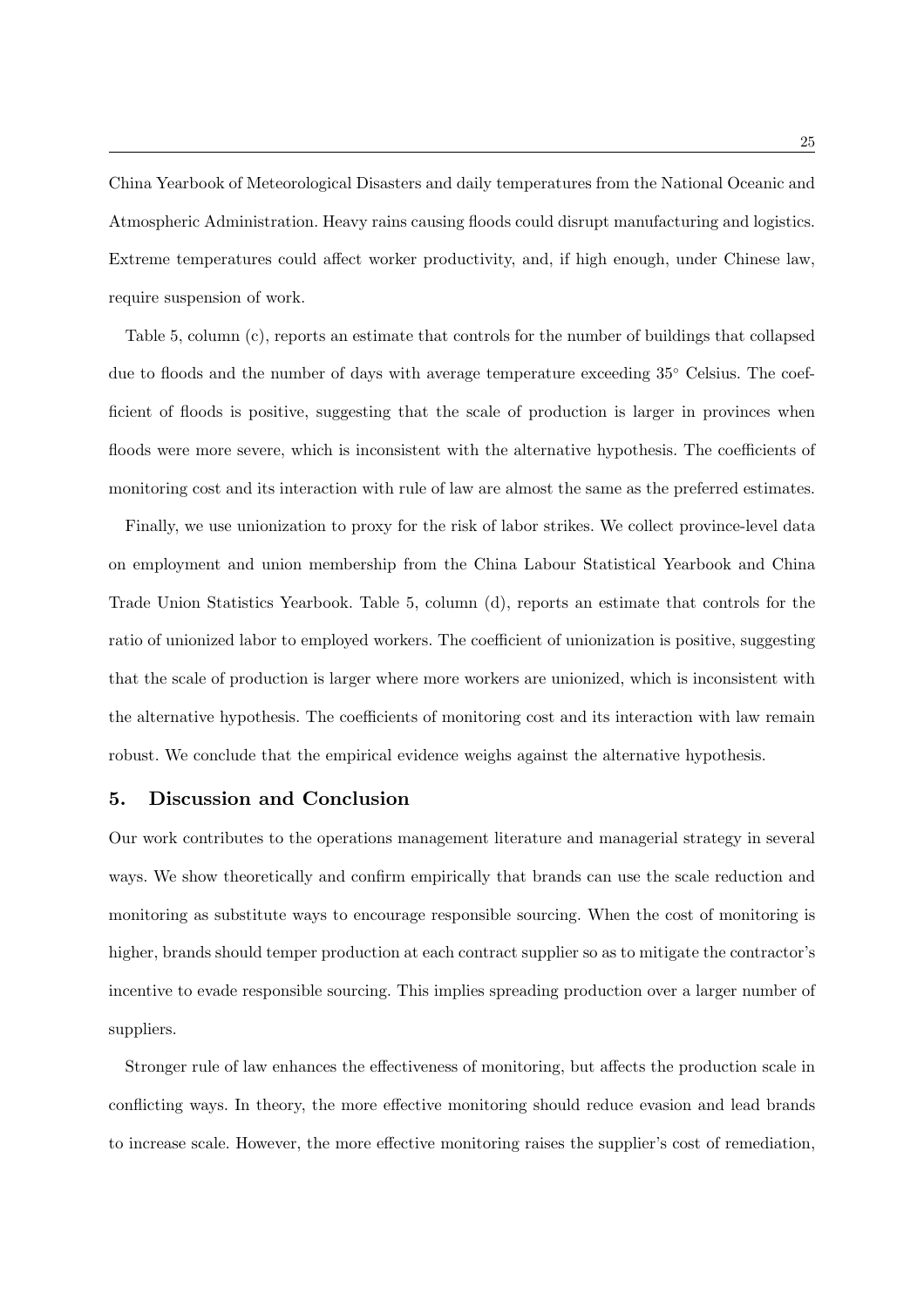China Yearbook of Meteorological Disasters and daily temperatures from the National Oceanic and Atmospheric Administration. Heavy rains causing floods could disrupt manufacturing and logistics. Extreme temperatures could affect worker productivity, and, if high enough, under Chinese law, require suspension of work.

Table 5, column (c), reports an estimate that controls for the number of buildings that collapsed due to floods and the number of days with average temperature exceeding 35° Celsius. The coefficient of floods is positive, suggesting that the scale of production is larger in provinces when floods were more severe, which is inconsistent with the alternative hypothesis. The coefficients of monitoring cost and its interaction with rule of law are almost the same as the preferred estimates.

Finally, we use unionization to proxy for the risk of labor strikes. We collect province-level data on employment and union membership from the China Labour Statistical Yearbook and China Trade Union Statistics Yearbook. Table 5, column (d), reports an estimate that controls for the ratio of unionized labor to employed workers. The coefficient of unionization is positive, suggesting that the scale of production is larger where more workers are unionized, which is inconsistent with the alternative hypothesis. The coefficients of monitoring cost and its interaction with law remain robust. We conclude that the empirical evidence weighs against the alternative hypothesis.

## 5. Discussion and Conclusion

Our work contributes to the operations management literature and managerial strategy in several ways. We show theoretically and confirm empirically that brands can use the scale reduction and monitoring as substitute ways to encourage responsible sourcing. When the cost of monitoring is higher, brands should temper production at each contract supplier so as to mitigate the contractor's incentive to evade responsible sourcing. This implies spreading production over a larger number of suppliers.

Stronger rule of law enhances the effectiveness of monitoring, but affects the production scale in conflicting ways. In theory, the more effective monitoring should reduce evasion and lead brands to increase scale. However, the more effective monitoring raises the supplier's cost of remediation,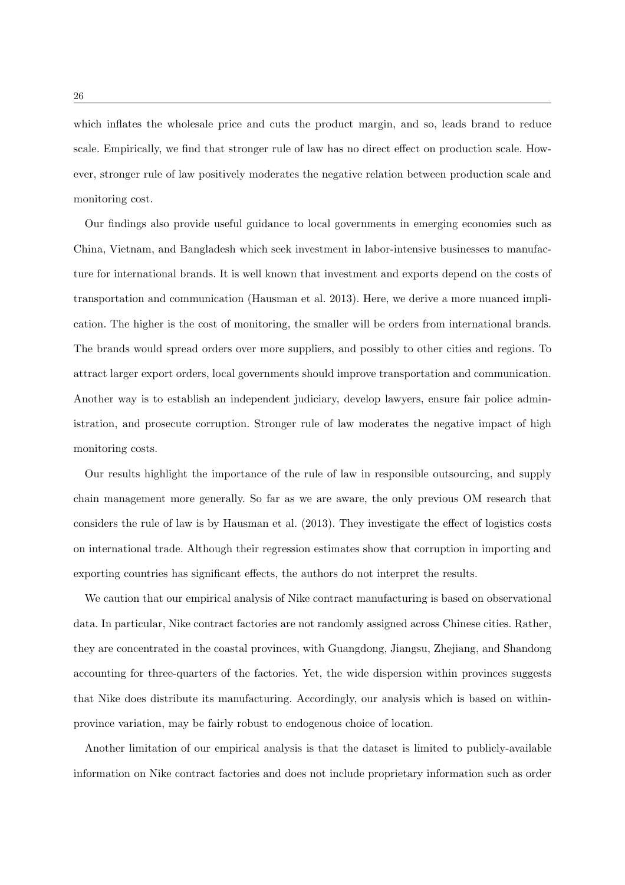which inflates the wholesale price and cuts the product margin, and so, leads brand to reduce scale. Empirically, we find that stronger rule of law has no direct effect on production scale. However, stronger rule of law positively moderates the negative relation between production scale and monitoring cost.

Our findings also provide useful guidance to local governments in emerging economies such as China, Vietnam, and Bangladesh which seek investment in labor-intensive businesses to manufacture for international brands. It is well known that investment and exports depend on the costs of transportation and communication (Hausman et al. 2013). Here, we derive a more nuanced implication. The higher is the cost of monitoring, the smaller will be orders from international brands. The brands would spread orders over more suppliers, and possibly to other cities and regions. To attract larger export orders, local governments should improve transportation and communication. Another way is to establish an independent judiciary, develop lawyers, ensure fair police administration, and prosecute corruption. Stronger rule of law moderates the negative impact of high monitoring costs.

Our results highlight the importance of the rule of law in responsible outsourcing, and supply chain management more generally. So far as we are aware, the only previous OM research that considers the rule of law is by Hausman et al. (2013). They investigate the effect of logistics costs on international trade. Although their regression estimates show that corruption in importing and exporting countries has significant effects, the authors do not interpret the results.

We caution that our empirical analysis of Nike contract manufacturing is based on observational data. In particular, Nike contract factories are not randomly assigned across Chinese cities. Rather, they are concentrated in the coastal provinces, with Guangdong, Jiangsu, Zhejiang, and Shandong accounting for three-quarters of the factories. Yet, the wide dispersion within provinces suggests that Nike does distribute its manufacturing. Accordingly, our analysis which is based on within-province variation, may be fairly robust to endogenous choice of location.

Another limitation of our empirical analysis is that the dataset is limited to publicly-available information on Nike contract factories and does not include proprietary information such as order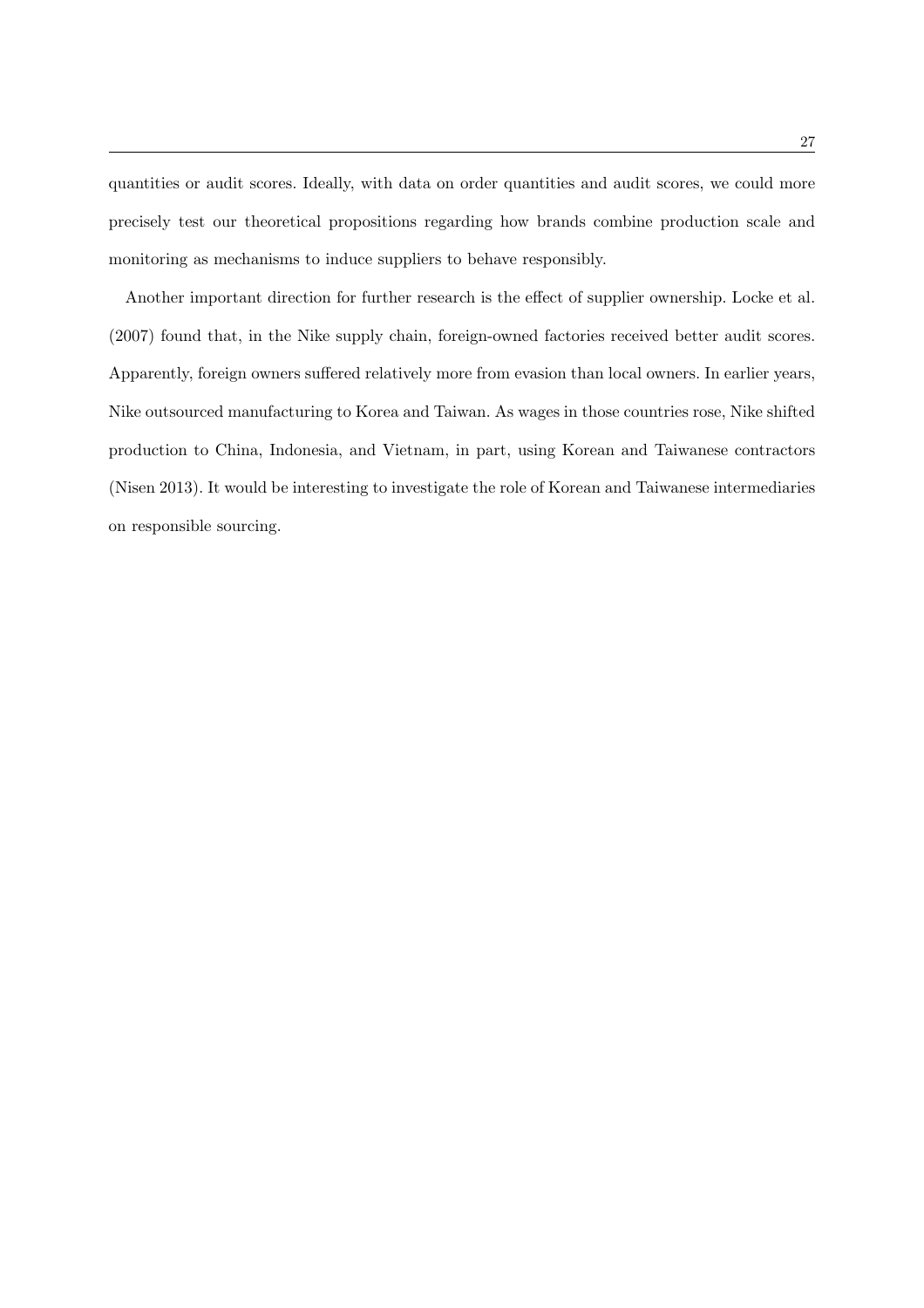quantities or audit scores. Ideally, with data on order quantities and audit scores, we could more precisely test our theoretical propositions regarding how brands combine production scale and monitoring as mechanisms to induce suppliers to behave responsibly.

Another important direction for further research is the effect of supplier ownership. Locke et al. (2007) found that, in the Nike supply chain, foreign-owned factories received better audit scores. Apparently, foreign owners suffered relatively more from evasion than local owners. In earlier years, Nike outsourced manufacturing to Korea and Taiwan. As wages in those countries rose, Nike shifted production to China, Indonesia, and Vietnam, in part, using Korean and Taiwanese contractors (Nisen 2013). It would be interesting to investigate the role of Korean and Taiwanese intermediaries on responsible sourcing.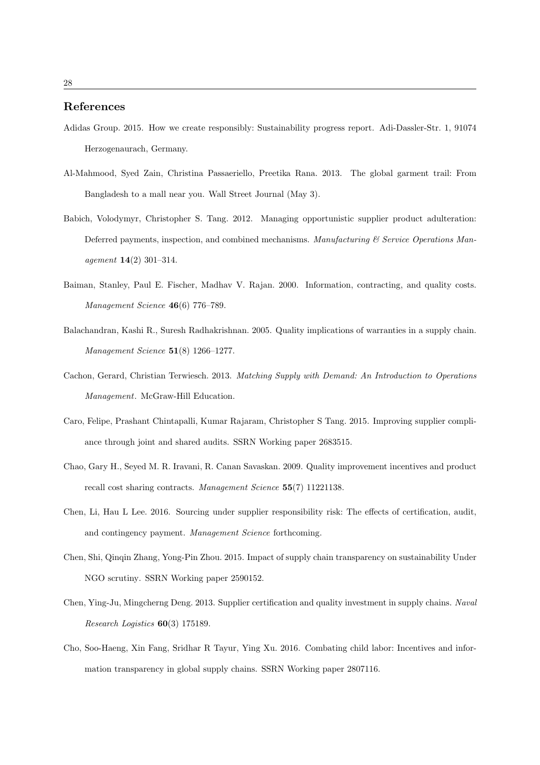## References

Adidas Group. 2015. How we create responsibly: Sustainability progress report. Adi-Dassler-Str. 1, 91074 Herzogenaurach, Germany.

Al-Mahmood, Syed Zain, Christina Passaeriello, Preetika Rana. 2013. The global garment trail: From Bangladesh to a mall near you. Wall Street Journal (May 3).

Babich, Volodymyr, Christopher S. Tang. 2012. Managing opportunistic supplier product adulteration: Deferred payments, inspection, and combined mechanisms. *Manufacturing & Service Operations Management* **14**(2) 301–314.

Baiman, Stanley, Paul E. Fischer, Madhav V. Rajan. 2000. Information, contracting, and quality costs. *Management Science* **46**(6) 776–789.

Balachandran, Kashi R., Suresh Radhakrishnan. 2005. Quality implications of warranties in a supply chain. *Management Science* **51**(8) 1266–1277.

Cachon, Gerard, Christian Terwiesch. 2013. *Matching Supply with Demand: An Introduction to Operations Management*. McGraw-Hill Education.

Caro, Felipe, Prashant Chintapalli, Kumar Rajaram, Christopher S Tang. 2015. Improving supplier compliance through joint and shared audits. SSRN Working paper 2683515.

Chao, Gary H., Seyed M. R. Iravani, R. Canan Savaskan. 2009. Quality improvement incentives and product recall cost sharing contracts. *Management Science* **55**(7) 11221138.

Chen, Li, Hau L Lee. 2016. Sourcing under supplier responsibility risk: The effects of certification, audit, and contingency payment. *Management Science* forthcoming.

Chen, Shi, Qinqin Zhang, Yong-Pin Zhou. 2015. Impact of supply chain transparency on sustainability Under NGO scrutiny. SSRN Working paper 2590152.

Chen, Ying-Ju, Mingcherng Deng. 2013. Supplier certification and quality investment in supply chains. *Naval Research Logistics* **60**(3) 175189.

Cho, Soo-Haeng, Xin Fang, Sridhar R Tayur, Ying Xu. 2016. Combating child labor: Incentives and information transparency in global supply chains. SSRN Working paper 2807116.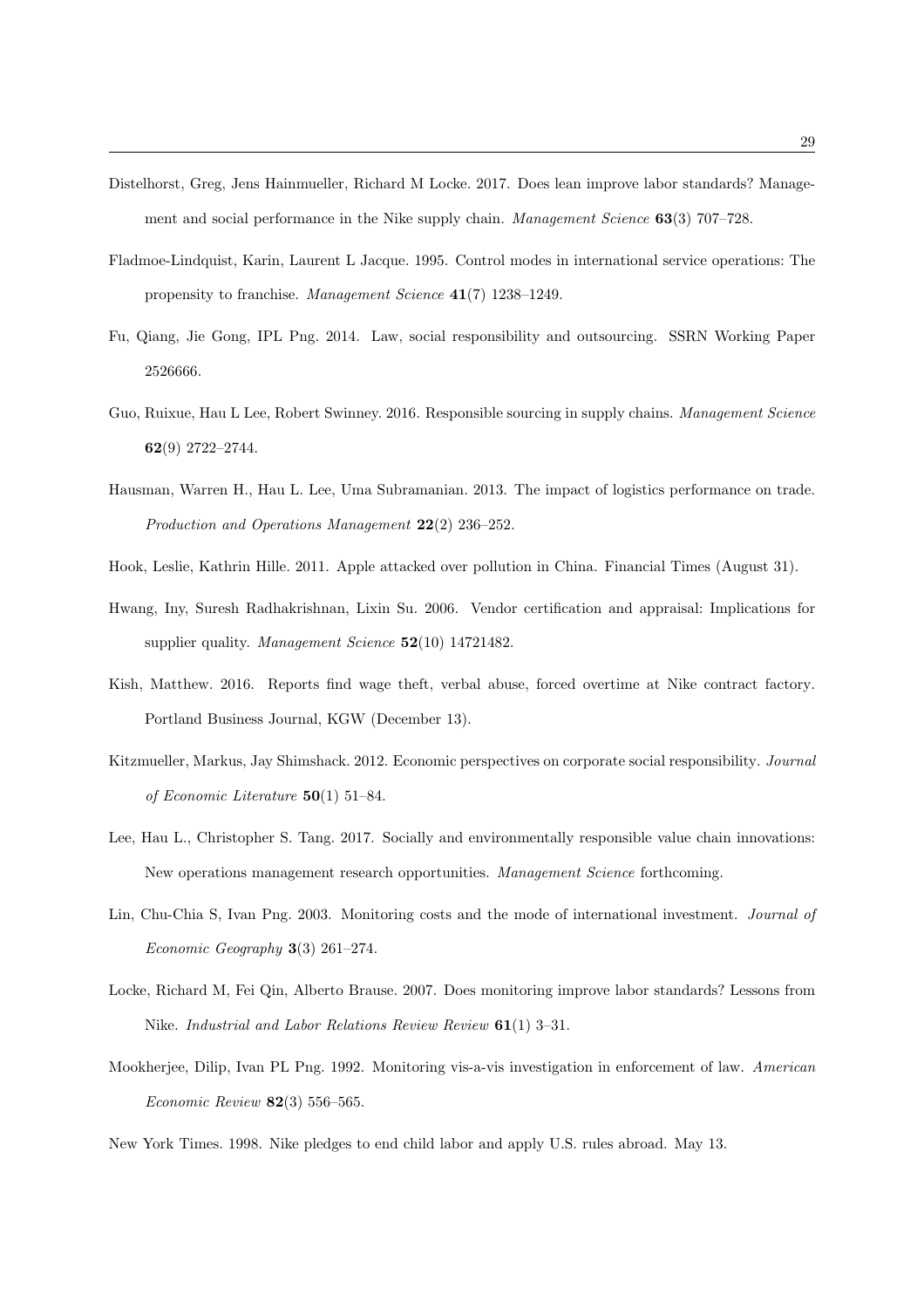Distelhorst, Greg, Jens Hainmueller, Richard M Locke. 2017. Does lean improve labor standards? Management and social performance in the Nike supply chain. *Management Science* **63**(3) 707–728.

Fladmoe-Lindquist, Karin, Laurent L Jacque. 1995. Control modes in international service operations: The propensity to franchise. *Management Science* **41**(7) 1238–1249.

Fu, Qiang, Jie Gong, IPL Png. 2014. Law, social responsibility and outsourcing. SSRN Working Paper 2526666.

Guo, Ruixue, Hau L Lee, Robert Swinney. 2016. Responsible sourcing in supply chains. *Management Science* **62**(9) 2722–2744.

Hausman, Warren H., Hau L. Lee, Uma Subramanian. 2013. The impact of logistics performance on trade. *Production and Operations Management* **22**(2) 236–252.

Hook, Leslie, Kathrin Hille. 2011. Apple attacked over pollution in China. Financial Times (August 31).

Hwang, Iny, Suresh Radhakrishnan, Lixin Su. 2006. Vendor certification and appraisal: Implications for supplier quality. *Management Science* **52**(10) 14721482.

Kish, Matthew. 2016. Reports find wage theft, verbal abuse, forced overtime at Nike contract factory. Portland Business Journal, KGW (December 13).

Kitzmueller, Markus, Jay Shimshack. 2012. Economic perspectives on corporate social responsibility. *Journal of Economic Literature* **50**(1) 51–84.

Lee, Hau L., Christopher S. Tang. 2017. Socially and environmentally responsible value chain innovations: New operations management research opportunities. *Management Science* forthcoming.

Lin, Chu-Chia S, Ivan Png. 2003. Monitoring costs and the mode of international investment. *Journal of Economic Geography* **3**(3) 261–274.

Locke, Richard M, Fei Qin, Alberto Brause. 2007. Does monitoring improve labor standards? Lessons from Nike. *Industrial and Labor Relations Review Review* **61**(1) 3–31.

Mookherjee, Dilip, Ivan PL Png. 1992. Monitoring vis-a-vis investigation in enforcement of law. *American Economic Review* **82**(3) 556–565.

New York Times. 1998. Nike pledges to end child labor and apply U.S. rules abroad. May 13.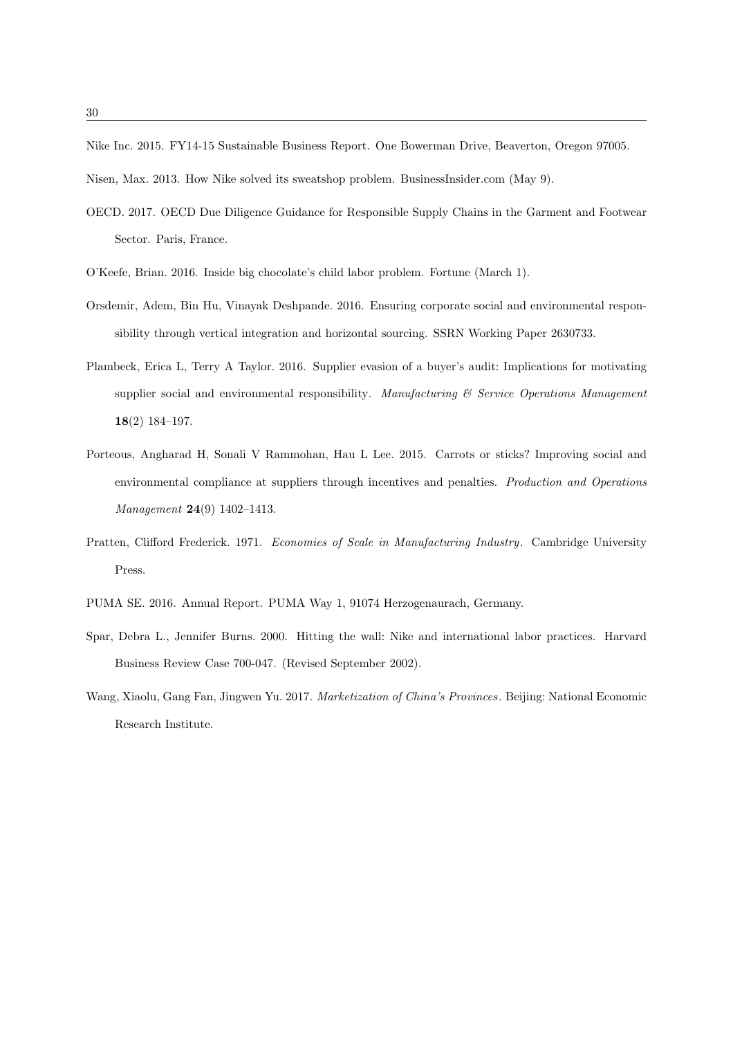Nike Inc. 2015. FY14-15 Sustainable Business Report. One Bowerman Drive, Beaverton, Oregon 97005.

Nisen, Max. 2013. How Nike solved its sweatshop problem. BusinessInsider.com (May 9).

OECD. 2017. OECD Due Diligence Guidance for Responsible Supply Chains in the Garment and Footwear Sector. Paris, France.

O'Keefe, Brian. 2016. Inside big chocolate's child labor problem. Fortune (March 1).

Orsdemir, Adem, Bin Hu, Vinayak Deshpande. 2016. Ensuring corporate social and environmental responsibility through vertical integration and horizontal sourcing. SSRN Working Paper 2630733.

Plambeck, Erica L, Terry A Taylor. 2016. Supplier evasion of a buyer's audit: Implications for motivating supplier social and environmental responsibility. *Manufacturing & Service Operations Management* **18**(2) 184–197.

Porteous, Angharad H, Sonali V Rammohan, Hau L Lee. 2015. Carrots or sticks? Improving social and environmental compliance at suppliers through incentives and penalties. *Production and Operations Management* **24**(9) 1402–1413.

Pratten, Clifford Frederick. 1971. *Economies of Scale in Manufacturing Industry*. Cambridge University Press.

PUMA SE. 2016. Annual Report. PUMA Way 1, 91074 Herzogenaurach, Germany.

Spar, Debra L., Jennifer Burns. 2000. Hitting the wall: Nike and international labor practices. Harvard Business Review Case 700-047. (Revised September 2002).

Wang, Xiaolu, Gang Fan, Jingwen Yu. 2017. *Marketization of China's Provinces*. Beijing: National Economic Research Institute.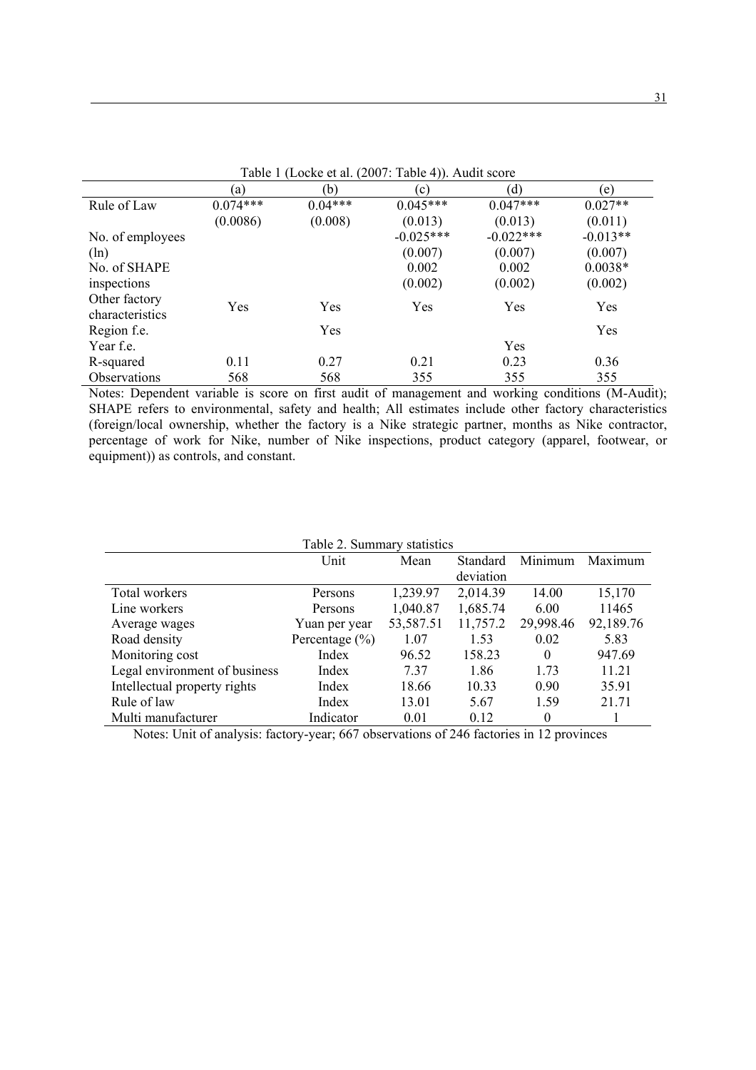Table 1 (Locke et al. (2007: Table 4)). Audit score

| | (a) | (b) | (c) | (d) | (e) |
|---|---|---|---|---|---|
| Rule of Law | 0.074*** | 0.04*** | 0.045*** | 0.047*** | 0.027** |
| | (0.0086) | (0.008) | (0.013) | (0.013) | (0.011) |
| No. of employees | | | -0.025*** | -0.022*** | -0.013** |
| (ln) | | | (0.007) | (0.007) | (0.007) |
| No. of SHAPE | | | 0.002 | 0.002 | 0.0038* |
| inspections | | | (0.002) | (0.002) | (0.002) |
| Other factory characteristics | Yes | Yes | Yes | Yes | Yes |
| Region f.e. | | Yes | | | Yes |
| Year f.e. | | | | Yes | |
| R-squared | 0.11 | 0.27 | 0.21 | 0.23 | 0.36 |
| Observations | 568 | 568 | 355 | 355 | 355 |

Notes: Dependent variable is score on first audit of management and working conditions (M-Audit); SHAPE refers to environmental, safety and health; All estimates include other factory characteristics (foreign/local ownership, whether the factory is a Nike strategic partner, months as Nike contractor, percentage of work for Nike, number of Nike inspections, product category (apparel, footwear, or equipment)) as controls, and constant.

Table 2. Summary statistics

| | Unit | Mean | Standard deviation | Minimum | Maximum |
|---|---|---|---|---|---|
| Total workers | Persons | 1,239.97 | 2,014.39 | 14.00 | 15,170 |
| Line workers | Persons | 1,040.87 | 1,685.74 | 6.00 | 11465 |
| Average wages | Yuan per year | 53,587.51 | 11,757.2 | 29,998.46 | 92,189.76 |
| Road density | Percentage (%) | 1.07 | 1.53 | 0.02 | 5.83 |
| Monitoring cost | Index | 96.52 | 158.23 | 0 | 947.69 |
| Legal environment of business | Index | 7.37 | 1.86 | 1.73 | 11.21 |
| Intellectual property rights | Index | 18.66 | 10.33 | 0.90 | 35.91 |
| Rule of law | Index | 13.01 | 5.67 | 1.59 | 21.71 |
| Multi manufacturer | Indicator | 0.01 | 0.12 | 0 | 1 |

Notes: Unit of analysis: factory-year; 667 observations of 246 factories in 12 provinces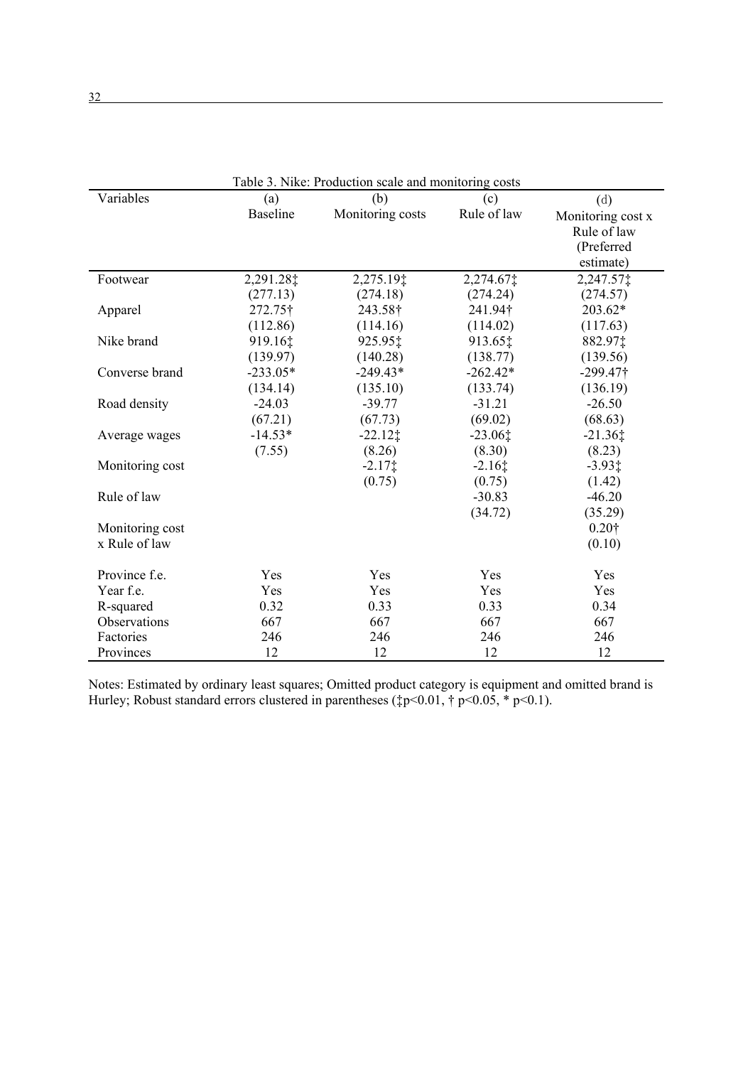Table 3. Nike: Production scale and monitoring costs

| Variables | (a) Baseline | (b) Monitoring costs | (c) Rule of law | (d) Monitoring cost x Rule of law (Preferred estimate) |
|---|---|---|---|---|
| Footwear | 2,291.28‡ | 2,275.19‡ | 2,274.67‡ | 2,247.57‡ |
| | (277.13) | (274.18) | (274.24) | (274.57) |
| Apparel | 272.75† | 243.58† | 241.94† | 203.62* |
| | (112.86) | (114.16) | (114.02) | (117.63) |
| Nike brand | 919.16‡ | 925.95‡ | 913.65‡ | 882.97‡ |
| | (139.97) | (140.28) | (138.77) | (139.56) |
| Converse brand | -233.05* | -249.43* | -262.42* | -299.47† |
| | (134.14) | (135.10) | (133.74) | (136.19) |
| Road density | -24.03 | -39.77 | -31.21 | -26.50 |
| | (67.21) | (67.73) | (69.02) | (68.63) |
| Average wages | -14.53* | -22.12‡ | -23.06‡ | -21.36‡ |
| | (7.55) | (8.26) | (8.30) | (8.23) |
| Monitoring cost | | -2.17‡ | -2.16‡ | -3.93‡ |
| | | (0.75) | (0.75) | (1.42) |
| Rule of law | | | -30.83 | -46.20 |
| | | | (34.72) | (35.29) |
| Monitoring cost x Rule of law | | | | 0.20† |
| | | | | (0.10) |
| Province f.e. | Yes | Yes | Yes | Yes |
| Year f.e. | Yes | Yes | Yes | Yes |
| R-squared | 0.32 | 0.33 | 0.33 | 0.34 |
| Observations | 667 | 667 | 667 | 667 |
| Factories | 246 | 246 | 246 | 246 |
| Provinces | 12 | 12 | 12 | 12 |

Notes: Estimated by ordinary least squares; Omitted product category is equipment and omitted brand is Hurley; Robust standard errors clustered in parentheses (‡$p<0.01$, † $p<0.05$, * $p<0.1$).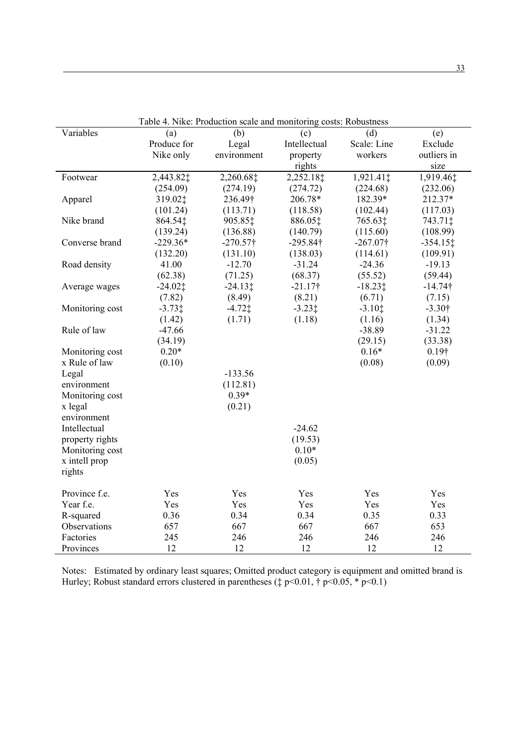Table 4. Nike: Production scale and monitoring costs: Robustness

| Variables | (a) Produce for Nike only | (b) Legal environment | (c) Intellectual property rights | (d) Scale: Line workers | (e) Exclude outliers in size |
|---|---|---|---|---|---|
| Footwear | 2,443.82‡ | 2,260.68‡ | 2,252.18‡ | 1,921.41‡ | 1,919.46‡ |
| | (254.09) | (274.19) | (274.72) | (224.68) | (232.06) |
| Apparel | 319.02‡ | 236.49† | 206.78* | 182.39* | 212.37* |
| | (101.24) | (113.71) | (118.58) | (102.44) | (117.03) |
| Nike brand | 864.54‡ | 905.85‡ | 886.05‡ | 765.63‡ | 743.71‡ |
| | (139.24) | (136.88) | (140.79) | (115.60) | (108.99) |
| Converse brand | -229.36* | -270.57† | -295.84† | -267.07† | -354.15‡ |
| | (132.20) | (131.10) | (138.03) | (114.61) | (109.91) |
| Road density | 41.00 | -12.70 | -31.24 | -24.36 | -19.13 |
| | (62.38) | (71.25) | (68.37) | (55.52) | (59.44) |
| Average wages | -24.02‡ | -24.13‡ | -21.17† | -18.23‡ | -14.74† |
| | (7.82) | (8.49) | (8.21) | (6.71) | (7.15) |
| Monitoring cost | -3.73‡ | -4.72‡ | -3.23‡ | -3.10‡ | -3.30† |
| | (1.42) | (1.71) | (1.18) | (1.16) | (1.34) |
| Rule of law | -47.66 | | | -38.89 | -31.22 |
| | (34.19) | | | (29.15) | (33.38) |
| Monitoring cost x Rule of law | 0.20* | | | 0.16* | 0.19† |
| | (0.10) | | | (0.08) | (0.09) |
| Legal environment | | -133.56 | | | |
| | | (112.81) | | | |
| Monitoring cost x legal environment | | 0.39* | | | |
| | | (0.21) | | | |
| Intellectual property rights | | | -24.62 | | |
| | | | (19.53) | | |
| Monitoring cost x intell prop rights | | | 0.10* | | |
| | | | (0.05) | | |
| Province f.e. | Yes | Yes | Yes | Yes | Yes |
| Year f.e. | Yes | Yes | Yes | Yes | Yes |
| R-squared | 0.36 | 0.34 | 0.34 | 0.35 | 0.33 |
| Observations | 657 | 667 | 667 | 667 | 653 |
| Factories | 245 | 246 | 246 | 246 | 246 |
| Provinces | 12 | 12 | 12 | 12 | 12 |

Notes: Estimated by ordinary least squares; Omitted product category is equipment and omitted brand is Hurley; Robust standard errors clustered in parentheses (‡ $p<0.01$, † $p<0.05$, * $p<0.1$)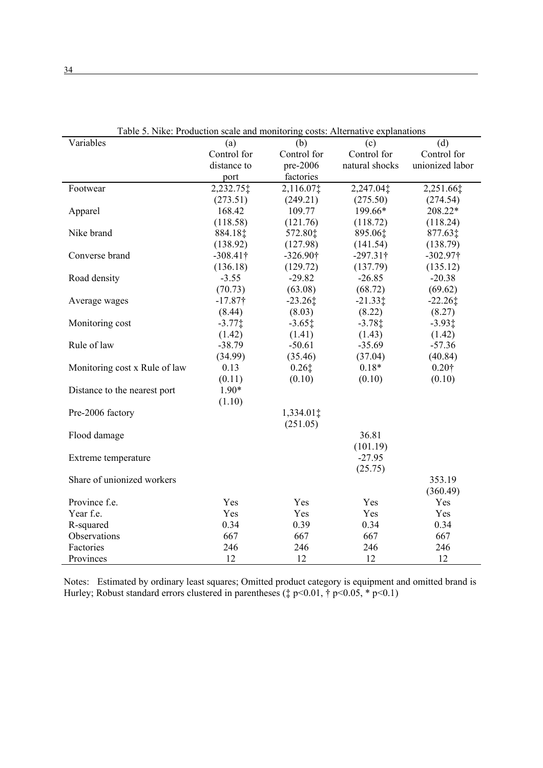Table 5. Nike: Production scale and monitoring costs: Alternative explanations

| Variables | (a)<br>Control for distance to port | (b)<br>Control for pre-2006 factories | (c)<br>Control for natural shocks | (d)<br>Control for unionized labor |
|---|---|---|---|---|
| Footwear | 2,232.75‡ | 2,116.07‡ | 2,247.04‡ | 2,251.66‡ |
| | (273.51) | (249.21) | (275.50) | (274.54) |
| Apparel | 168.42 | 109.77 | 199.66* | 208.22* |
| | (118.58) | (121.76) | (118.72) | (118.24) |
| Nike brand | 884.18‡ | 572.80‡ | 895.06‡ | 877.63‡ |
| | (138.92) | (127.98) | (141.54) | (138.79) |
| Converse brand | -308.41† | -326.90† | -297.31† | -302.97† |
| | (136.18) | (129.72) | (137.79) | (135.12) |
| Road density | -3.55 | -29.82 | -26.85 | -20.38 |
| | (70.73) | (63.08) | (68.72) | (69.62) |
| Average wages | -17.87† | -23.26‡ | -21.33‡ | -22.26‡ |
| | (8.44) | (8.03) | (8.22) | (8.27) |
| Monitoring cost | -3.77‡ | -3.65‡ | -3.78‡ | -3.93‡ |
| | (1.42) | (1.41) | (1.43) | (1.42) |
| Rule of law | -38.79 | -50.61 | -35.69 | -57.36 |
| | (34.99) | (35.46) | (37.04) | (40.84) |
| Monitoring cost x Rule of law | 0.13 | 0.26‡ | 0.18* | 0.20† |
| | (0.11) | (0.10) | (0.10) | (0.10) |
| Distance to the nearest port | 1.90* | | | |
| | (1.10) | | | |
| Pre-2006 factory | | 1,334.01‡ | | |
| | | (251.05) | | |
| Flood damage | | | 36.81 | |
| | | | (101.19) | |
| Extreme temperature | | | -27.95 | |
| | | | (25.75) | |
| Share of unionized workers | | | | 353.19 |
| | | | | (360.49) |
| Province f.e. | Yes | Yes | Yes | Yes |
| Year f.e. | Yes | Yes | Yes | Yes |
| R-squared | 0.34 | 0.39 | 0.34 | 0.34 |
| Observations | 667 | 667 | 667 | 667 |
| Factories | 246 | 246 | 246 | 246 |
| Provinces | 12 | 12 | 12 | 12 |

Notes: Estimated by ordinary least squares; Omitted product category is equipment and omitted brand is Hurley; Robust standard errors clustered in parentheses (‡ $p<0.01$, † $p<0.05$, * $p<0.1$)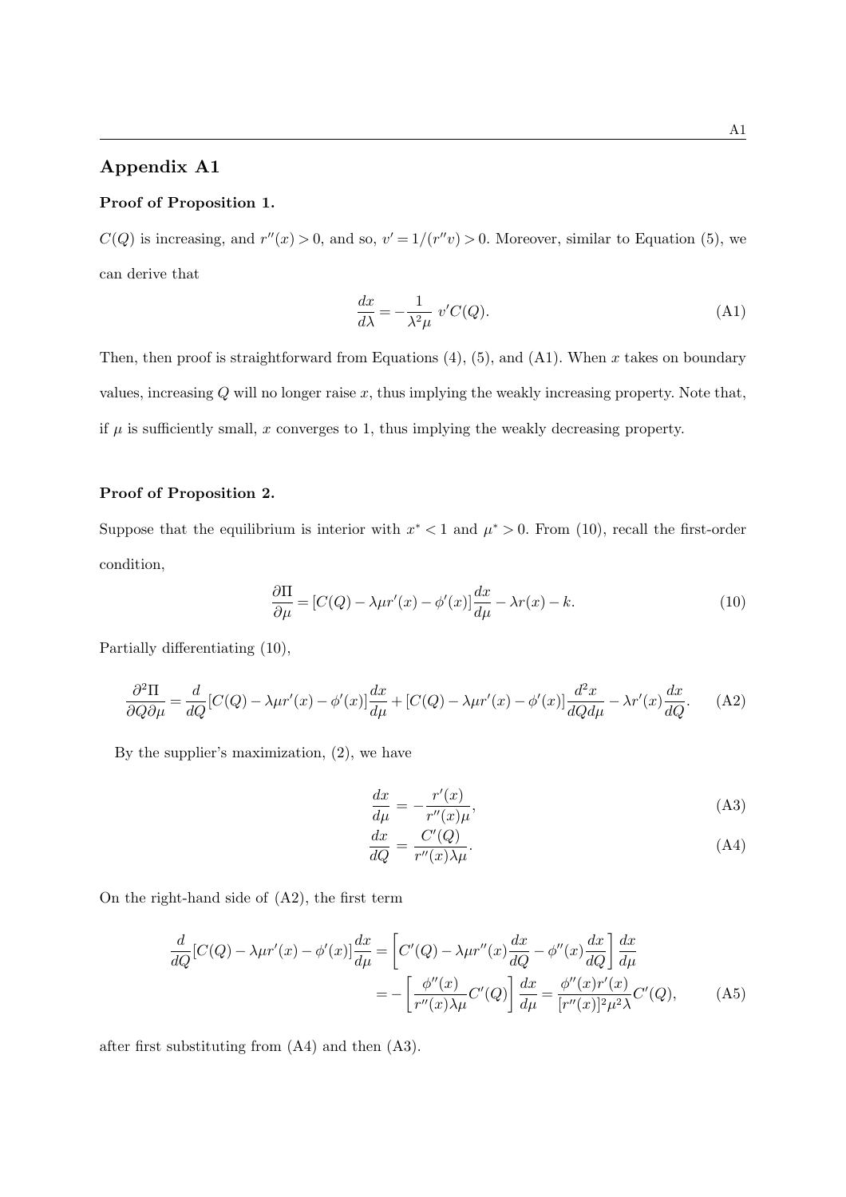## Appendix A1

### Proof of Proposition 1.

$C(Q)$ is increasing, and $r''(x) > 0$, and so, $v' = 1/(r''v) > 0$. Moreover, similar to Equation (5), we can derive that

$$\frac{dx}{d\lambda} = -\frac{1}{\lambda^2 \mu}\ v'C(Q). \tag{A1}$$

Then, then proof is straightforward from Equations (4), (5), and (A1). When $x$ takes on boundary values, increasing $Q$ will no longer raise $x$, thus implying the weakly increasing property. Note that, if $\mu$ is sufficiently small, $x$ converges to 1, thus implying the weakly decreasing property.

### Proof of Proposition 2.

Suppose that the equilibrium is interior with $x^* < 1$ and $\mu^* > 0$. From (10), recall the first-order condition,

$$\frac{\partial \Pi}{\partial \mu} = [C(Q) - \lambda \mu r'(x) - \phi'(x)]\frac{dx}{d\mu} - \lambda r(x) - k. \tag{10}$$

Partially differentiating (10),

$$\frac{\partial^2 \Pi}{\partial Q \partial \mu} = \frac{d}{dQ}[C(Q) - \lambda \mu r'(x) - \phi'(x)]\frac{dx}{d\mu} + [C(Q) - \lambda \mu r'(x) - \phi'(x)]\frac{d^2 x}{dQ d\mu} - \lambda r'(x)\frac{dx}{dQ}. \tag{A2}$$

By the supplier's maximization, (2), we have

$$\frac{dx}{d\mu} = -\frac{r'(x)}{r''(x)\mu}, \tag{A3}$$

$$\frac{dx}{dQ} = \frac{C'(Q)}{r''(x)\lambda \mu}. \tag{A4}$$

On the right-hand side of (A2), the first term

$$\begin{aligned}\frac{d}{dQ}[C(Q) - \lambda \mu r'(x) - \phi'(x)]\frac{dx}{d\mu} &= \left[C'(Q) - \lambda \mu r''(x)\frac{dx}{dQ} - \phi''(x)\frac{dx}{dQ}\right]\frac{dx}{d\mu} \\ &= -\left[\frac{\phi''(x)}{r''(x)\lambda \mu}C'(Q)\right]\frac{dx}{d\mu} = \frac{\phi''(x) r'(x)}{[r''(x)]^2 \mu^2 \lambda}C'(Q),\end{aligned} \tag{A5}$$

after first substituting from (A4) and then (A3).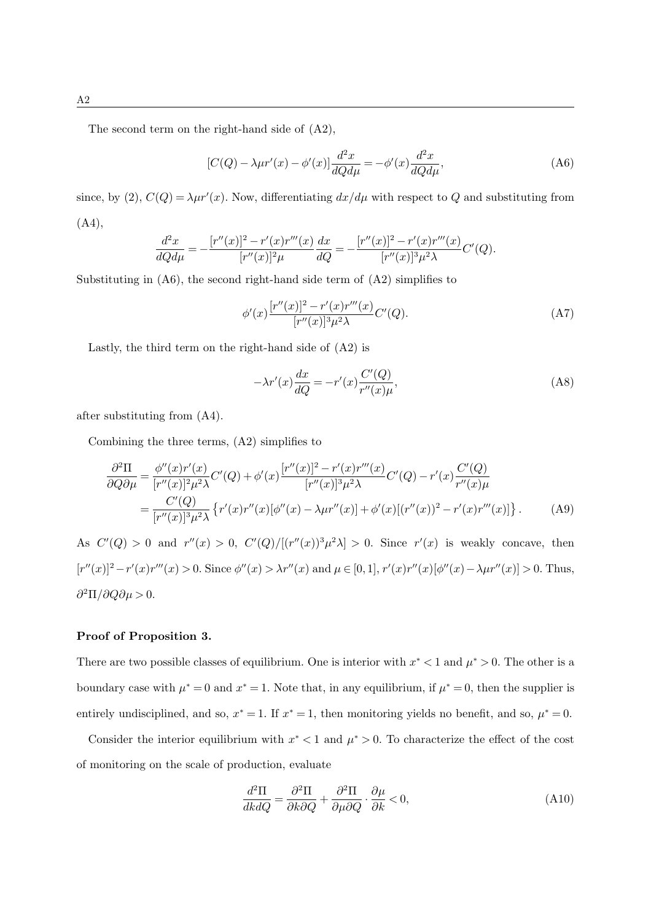The second term on the right-hand side of (A2),

$$[C(Q) - \lambda \mu r'(x) - \phi'(x)] \frac{d^2 x}{dQ d\mu} = -\phi'(x) \frac{d^2 x}{dQ d\mu}, \tag{A6}$$

since, by (2), $C(Q) = \lambda \mu r'(x)$. Now, differentiating $dx/d\mu$ with respect to $Q$ and substituting from (A4),

$$\frac{d^2 x}{dQ d\mu} = -\frac{[r''(x)]^2 - r'(x) r'''(x)}{[r''(x)]^2 \mu} \frac{dx}{dQ} = -\frac{[r''(x)]^2 - r'(x) r'''(x)}{[r''(x)]^3 \mu^2 \lambda} C'(Q).$$

Substituting in (A6), the second right-hand side term of (A2) simplifies to

$$\phi'(x) \frac{[r''(x)]^2 - r'(x) r'''(x)}{[r''(x)]^3 \mu^2 \lambda} C'(Q). \tag{A7}$$

Lastly, the third term on the right-hand side of (A2) is

$$-\lambda r'(x) \frac{dx}{dQ} = -r'(x) \frac{C'(Q)}{r''(x) \mu}, \tag{A8}$$

after substituting from (A4).

Combining the three terms, (A2) simplifies to

$$\begin{aligned}
\frac{\partial^2 \Pi}{\partial Q \partial \mu} &= \frac{\phi''(x) r'(x)}{[r''(x)]^2 \mu^2 \lambda} C'(Q) + \phi'(x) \frac{[r''(x)]^2 - r'(x) r'''(x)}{[r''(x)]^3 \mu^2 \lambda} C'(Q) - r'(x) \frac{C'(Q)}{r''(x) \mu} \\
&= \frac{C'(Q)}{[r''(x)]^3 \mu^2 \lambda} \left\{ r'(x) r''(x) [\phi''(x) - \lambda \mu r''(x)] + \phi'(x) [(r''(x))^2 - r'(x) r'''(x)] \right\}.
\end{aligned} \tag{A9}$$

As $C'(Q) > 0$ and $r''(x) > 0$, $C'(Q)/[(r''(x))^3 \mu^2 \lambda] > 0$. Since $r'(x)$ is weakly concave, then $[r''(x)]^2 - r'(x) r'''(x) > 0$. Since $\phi''(x) > \lambda r''(x)$ and $\mu \in [0,1]$, $r'(x) r''(x) [\phi''(x) - \lambda \mu r''(x)] > 0$. Thus, $\partial^2 \Pi / \partial Q \partial \mu > 0$.

**Proof of Proposition 3.**

There are two possible classes of equilibrium. One is interior with $x^* < 1$ and $\mu^* > 0$. The other is a boundary case with $\mu^* = 0$ and $x^* = 1$. Note that, in any equilibrium, if $\mu^* = 0$, then the supplier is entirely undisciplined, and so, $x^* = 1$. If $x^* = 1$, then monitoring yields no benefit, and so, $\mu^* = 0$.

Consider the interior equilibrium with $x^* < 1$ and $\mu^* > 0$. To characterize the effect of the cost of monitoring on the scale of production, evaluate

$$\frac{d^2 \Pi}{dk dQ} = \frac{\partial^2 \Pi}{\partial k \partial Q} + \frac{\partial^2 \Pi}{\partial \mu \partial Q} \cdot \frac{\partial \mu}{\partial k} < 0, \tag{A10}$$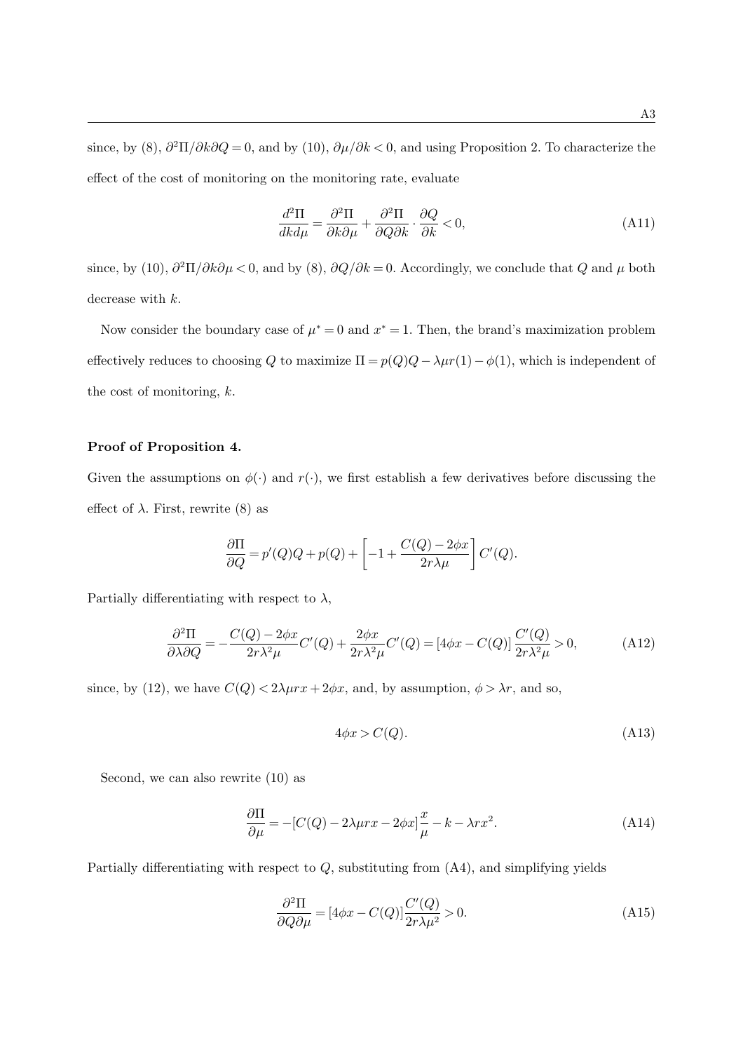since, by (8), $\partial^2\Pi/\partial k\partial Q = 0$, and by (10), $\partial\mu/\partial k < 0$, and using Proposition 2. To characterize the effect of the cost of monitoring on the monitoring rate, evaluate

$$\frac{d^2\Pi}{dk d\mu} = \frac{\partial^2\Pi}{\partial k\partial\mu} + \frac{\partial^2\Pi}{\partial Q\partial k} \cdot \frac{\partial Q}{\partial k} < 0, \tag{A11}$$

since, by (10), $\partial^2\Pi/\partial k\partial\mu < 0$, and by (8), $\partial Q/\partial k = 0$. Accordingly, we conclude that $Q$ and $\mu$ both decrease with $k$.

Now consider the boundary case of $\mu^* = 0$ and $x^* = 1$. Then, the brand's maximization problem effectively reduces to choosing $Q$ to maximize $\Pi = p(Q)Q - \lambda\mu r(1) - \phi(1)$, which is independent of the cost of monitoring, $k$.

**Proof of Proposition 4.**

Given the assumptions on $\phi(\cdot)$ and $r(\cdot)$, we first establish a few derivatives before discussing the effect of $\lambda$. First, rewrite (8) as

$$\frac{\partial\Pi}{\partial Q} = p'(Q)Q + p(Q) + \left[-1 + \frac{C(Q) - 2\phi x}{2r\lambda\mu}\right] C'(Q).$$

Partially differentiating with respect to $\lambda$,

$$\frac{\partial^2\Pi}{\partial\lambda\partial Q} = -\frac{C(Q) - 2\phi x}{2r\lambda^2\mu} C'(Q) + \frac{2\phi x}{2r\lambda^2\mu} C'(Q) = [4\phi x - C(Q)] \frac{C'(Q)}{2r\lambda^2\mu} > 0, \tag{A12}$$

since, by (12), we have $C(Q) < 2\lambda\mu r x + 2\phi x$, and, by assumption, $\phi > \lambda r$, and so,

$$4\phi x > C(Q). \tag{A13}$$

Second, we can also rewrite (10) as

$$\frac{\partial\Pi}{\partial\mu} = -[C(Q) - 2\lambda\mu r x - 2\phi x]\frac{x}{\mu} - k - \lambda r x^2. \tag{A14}$$

Partially differentiating with respect to $Q$, substituting from (A4), and simplifying yields

$$\frac{\partial^2\Pi}{\partial Q\partial\mu} = [4\phi x - C(Q)]\frac{C'(Q)}{2r\lambda\mu^2} > 0. \tag{A15}$$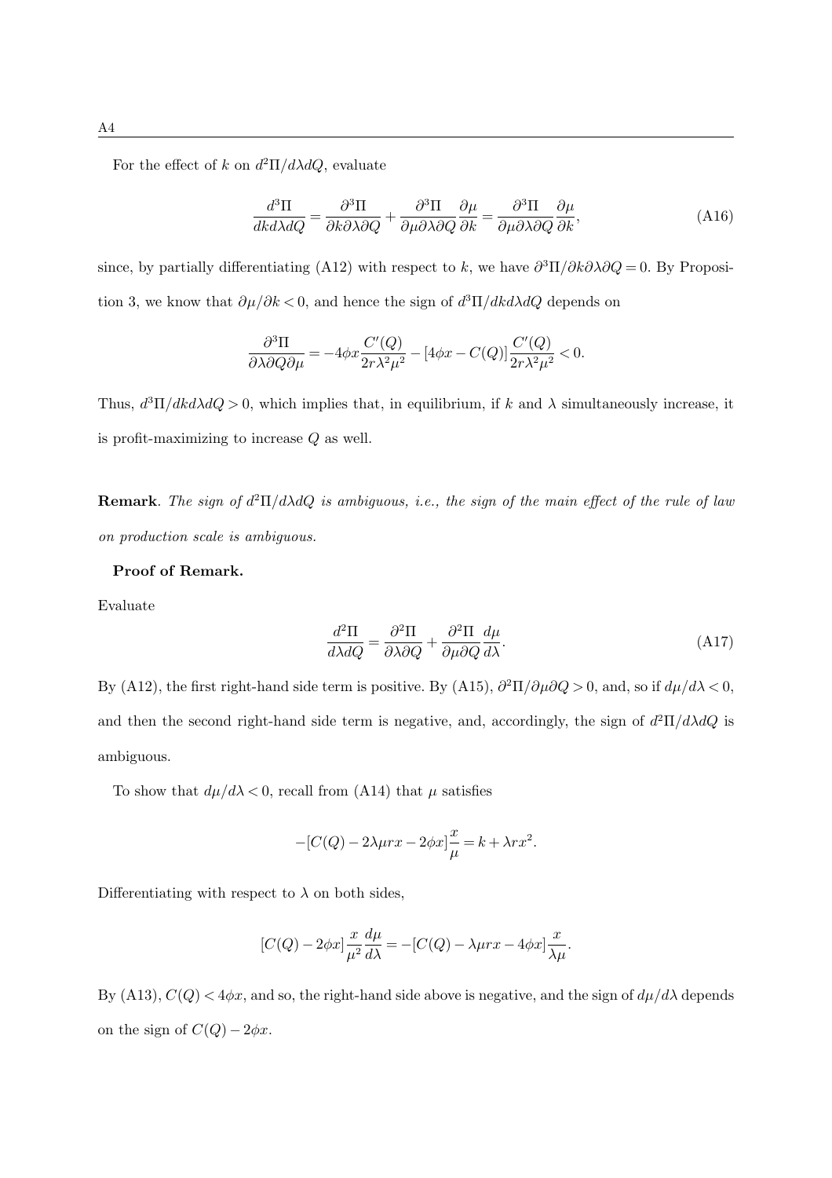For the effect of $k$ on $d^2\Pi/d\lambda dQ$, evaluate

$$\frac{d^3\Pi}{dkd\lambda dQ} = \frac{\partial^3\Pi}{\partial k\partial\lambda\partial Q} + \frac{\partial^3\Pi}{\partial\mu\partial\lambda\partial Q}\frac{\partial\mu}{\partial k} = \frac{\partial^3\Pi}{\partial\mu\partial\lambda\partial Q}\frac{\partial\mu}{\partial k}, \tag{A16}$$

since, by partially differentiating (A12) with respect to $k$, we have $\partial^3\Pi/\partial k\partial\lambda\partial Q = 0$. By Proposition 3, we know that $\partial\mu/\partial k < 0$, and hence the sign of $d^3\Pi/dkd\lambda dQ$ depends on

$$\frac{\partial^3\Pi}{\partial\lambda\partial Q\partial\mu} = -4\phi x\frac{C'(Q)}{2r\lambda^2\mu^2} - [4\phi x - C(Q)]\frac{C'(Q)}{2r\lambda^2\mu^2} < 0.$$

Thus, $d^3\Pi/dkd\lambda dQ > 0$, which implies that, in equilibrium, if $k$ and $\lambda$ simultaneously increase, it is profit-maximizing to increase $Q$ as well.

**Remark**. *The sign of $d^2\Pi/d\lambda dQ$ is ambiguous, i.e., the sign of the main effect of the rule of law on production scale is ambiguous.*

**Proof of Remark.**

Evaluate

$$\frac{d^2\Pi}{d\lambda dQ} = \frac{\partial^2\Pi}{\partial\lambda\partial Q} + \frac{\partial^2\Pi}{\partial\mu\partial Q}\frac{d\mu}{d\lambda}. \tag{A17}$$

By (A12), the first right-hand side term is positive. By (A15), $\partial^2\Pi/\partial\mu\partial Q > 0$, and, so if $d\mu/d\lambda < 0$, and then the second right-hand side term is negative, and, accordingly, the sign of $d^2\Pi/d\lambda dQ$ is ambiguous.

To show that $d\mu/d\lambda < 0$, recall from (A14) that $\mu$ satisfies

$$-[C(Q) - 2\lambda\mu rx - 2\phi x]\frac{x}{\mu} = k + \lambda rx^2.$$

Differentiating with respect to $\lambda$ on both sides,

$$[C(Q) - 2\phi x]\frac{x}{\mu^2}\frac{d\mu}{d\lambda} = -[C(Q) - \lambda\mu rx - 4\phi x]\frac{x}{\lambda\mu}.$$

By (A13), $C(Q) < 4\phi x$, and so, the right-hand side above is negative, and the sign of $d\mu/d\lambda$ depends on the sign of $C(Q) - 2\phi x$.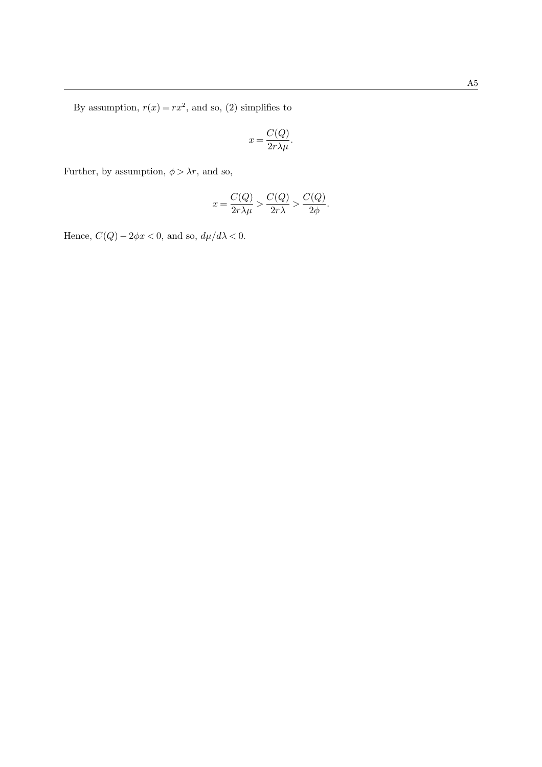By assumption, $r(x) = rx^2$, and so, (2) simplifies to

$$x = \frac{C(Q)}{2r\lambda\mu}.$$

Further, by assumption, $\phi > \lambda r$, and so,

$$x = \frac{C(Q)}{2r\lambda\mu} > \frac{C(Q)}{2r\lambda} > \frac{C(Q)}{2\phi}.$$

Hence, $C(Q) - 2\phi x < 0$, and so, $d\mu/d\lambda < 0$.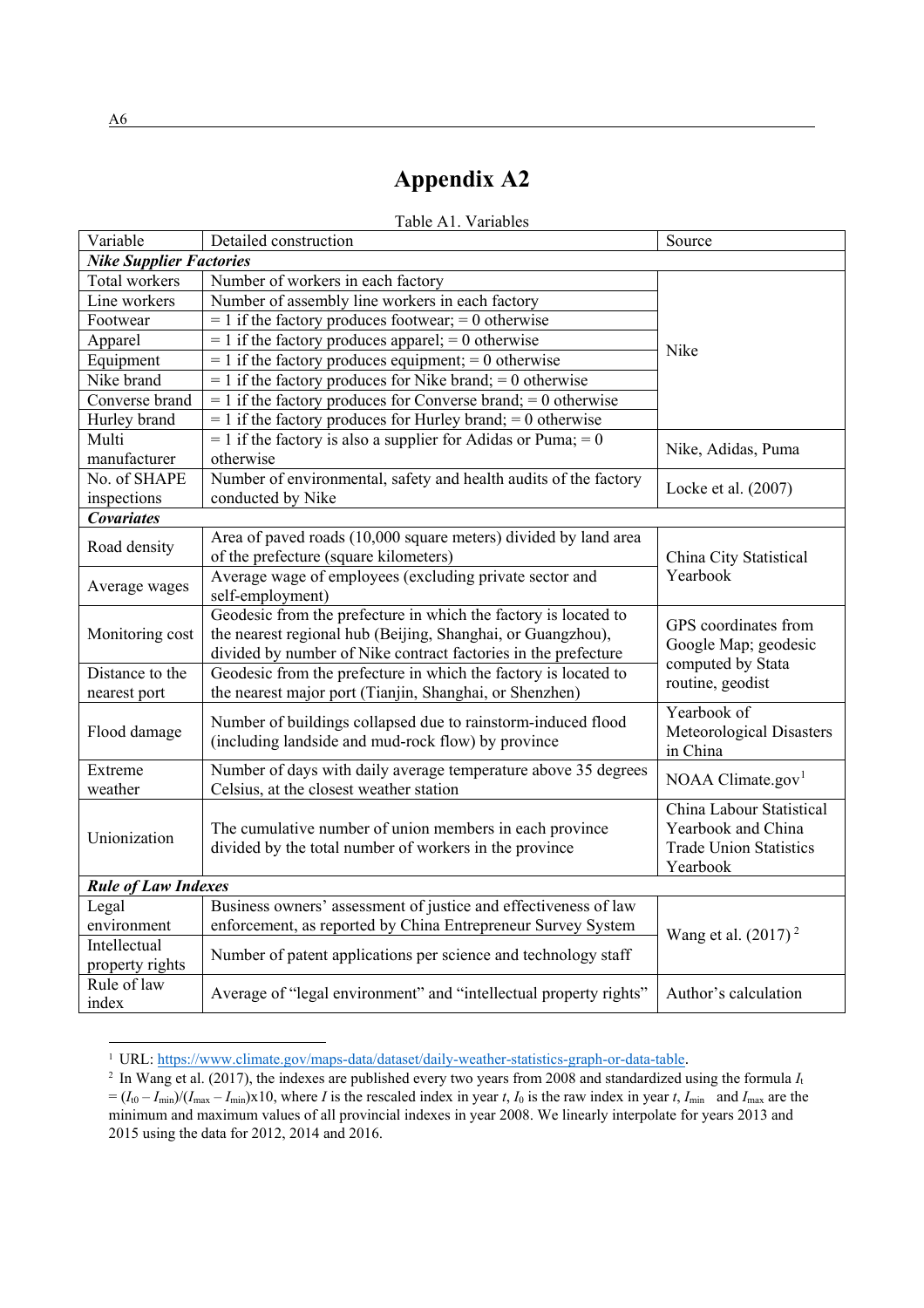# Appendix A2

Table A1. Variables

| Variable | Detailed construction | Source |
|---|---|---|
| ***Nike Supplier Factories*** | | |
| Total workers | Number of workers in each factory | Nike |
| Line workers | Number of assembly line workers in each factory | |
| Footwear | = 1 if the factory produces footwear; = 0 otherwise | |
| Apparel | = 1 if the factory produces apparel; = 0 otherwise | |
| Equipment | = 1 if the factory produces equipment; = 0 otherwise | |
| Nike brand | = 1 if the factory produces for Nike brand; = 0 otherwise | |
| Converse brand | = 1 if the factory produces for Converse brand; = 0 otherwise | |
| Hurley brand | = 1 if the factory produces for Hurley brand; = 0 otherwise | |
| Multi manufacturer | = 1 if the factory is also a supplier for Adidas or Puma; = 0 otherwise | Nike, Adidas, Puma |
| No. of SHAPE inspections | Number of environmental, safety and health audits of the factory conducted by Nike | Locke et al. (2007) |
| ***Covariates*** | | |
| Road density | Area of paved roads (10,000 square meters) divided by land area of the prefecture (square kilometers) | China City Statistical Yearbook |
| Average wages | Average wage of employees (excluding private sector and self-employment) | |
| Monitoring cost | Geodesic from the prefecture in which the factory is located to the nearest regional hub (Beijing, Shanghai, or Guangzhou), divided by number of Nike contract factories in the prefecture | GPS coordinates from Google Map; geodesic computed by Stata routine, geodist |
| Distance to the nearest port | Geodesic from the prefecture in which the factory is located to the nearest major port (Tianjin, Shanghai, or Shenzhen) | |
| Flood damage | Number of buildings collapsed due to rainstorm-induced flood (including landside and mud-rock flow) by province | Yearbook of Meteorological Disasters in China |
| Extreme weather | Number of days with daily average temperature above 35 degrees Celsius, at the closest weather station | NOAA Climate.gov[1] |
| Unionization | The cumulative number of union members in each province divided by the total number of workers in the province | China Labour Statistical Yearbook and China Trade Union Statistics Yearbook |
| ***Rule of Law Indexes*** | | |
| Legal environment | Business owners' assessment of justice and effectiveness of law enforcement, as reported by China Entrepreneur Survey System | Wang et al. (2017)[2] |
| Intellectual property rights | Number of patent applications per science and technology staff | |
| Rule of law index | Average of "legal environment" and "intellectual property rights" | Author's calculation |

[1] URL: https://www.climate.gov/maps-data/dataset/daily-weather-statistics-graph-or-data-table.

[2] In Wang et al. (2017), the indexes are published every two years from 2008 and standardized using the formula $I_t = (I_{t0} - I_{min})/(I_{max} - I_{min})\text{x}10$, where $I$ is the rescaled index in year $t$, $I_0$ is the raw index in year $t$, $I_{min}$ and $I_{max}$ are the minimum and maximum values of all provincial indexes in year 2008. We linearly interpolate for years 2013 and 2015 using the data for 2012, 2014 and 2016.